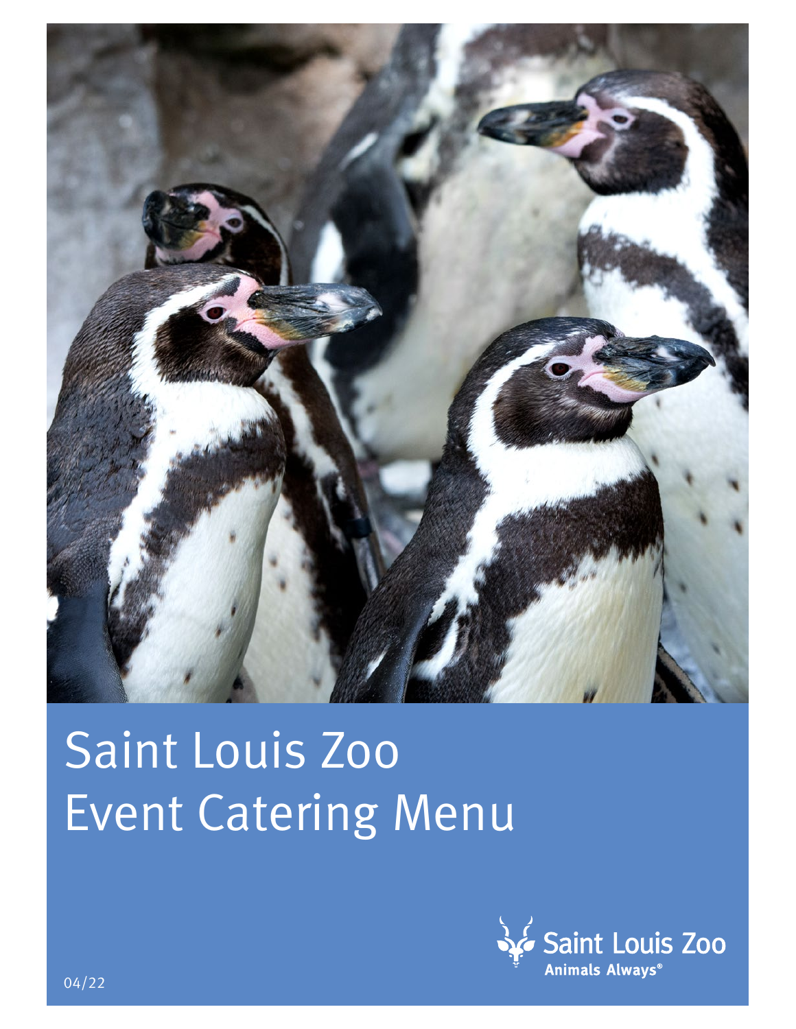# Saint Louis Zoo
# Event Catering Menu

Saint Louis Zoo
Animals Always®

04/22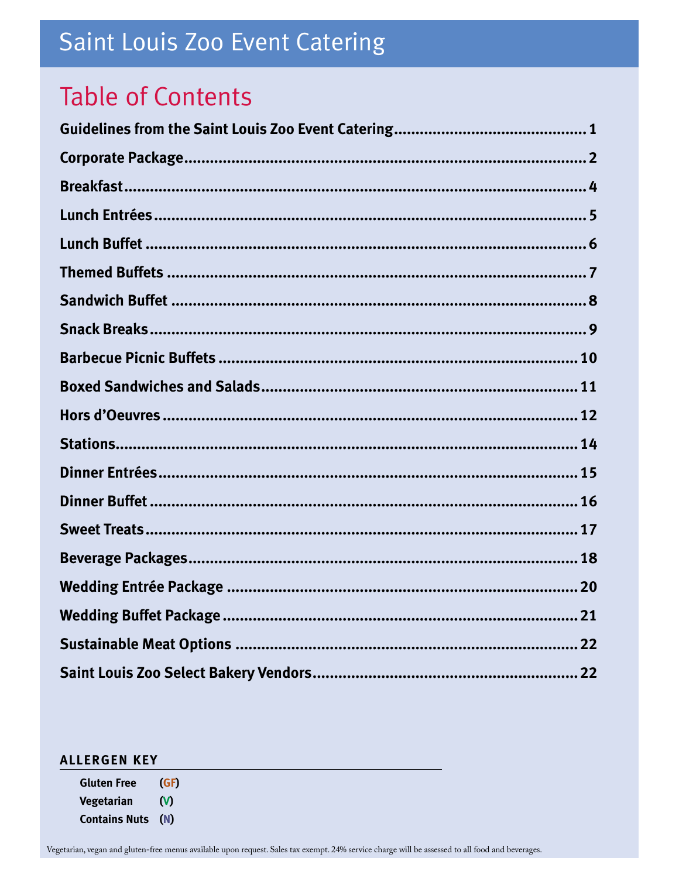# Saint Louis Zoo Event Catering

## Table of Contents

**Guidelines from the Saint Louis Zoo Event Catering** ........ 1

**Corporate Package** ........ 2

**Breakfast** ........ 4

**Lunch Entrées** ........ 5

**Lunch Buffet** ........ 6

**Themed Buffets** ........ 7

**Sandwich Buffet** ........ 8

**Snack Breaks** ........ 9

**Barbecue Picnic Buffets** ........ 10

**Boxed Sandwiches and Salads** ........ 11

**Hors d'Oeuvres** ........ 12

**Stations** ........ 14

**Dinner Entrées** ........ 15

**Dinner Buffet** ........ 16

**Sweet Treats** ........ 17

**Beverage Packages** ........ 18

**Wedding Entrée Package** ........ 20

**Wedding Buffet Package** ........ 21

**Sustainable Meat Options** ........ 22

**Saint Louis Zoo Select Bakery Vendors** ........ 22

### ALLERGEN KEY

| | |
|---|---|
| Gluten Free | (GF) |
| Vegetarian | (V) |
| Contains Nuts | (N) |

Vegetarian, vegan and gluten-free menus available upon request. Sales tax exempt. 24% service charge will be assessed to all food and beverages.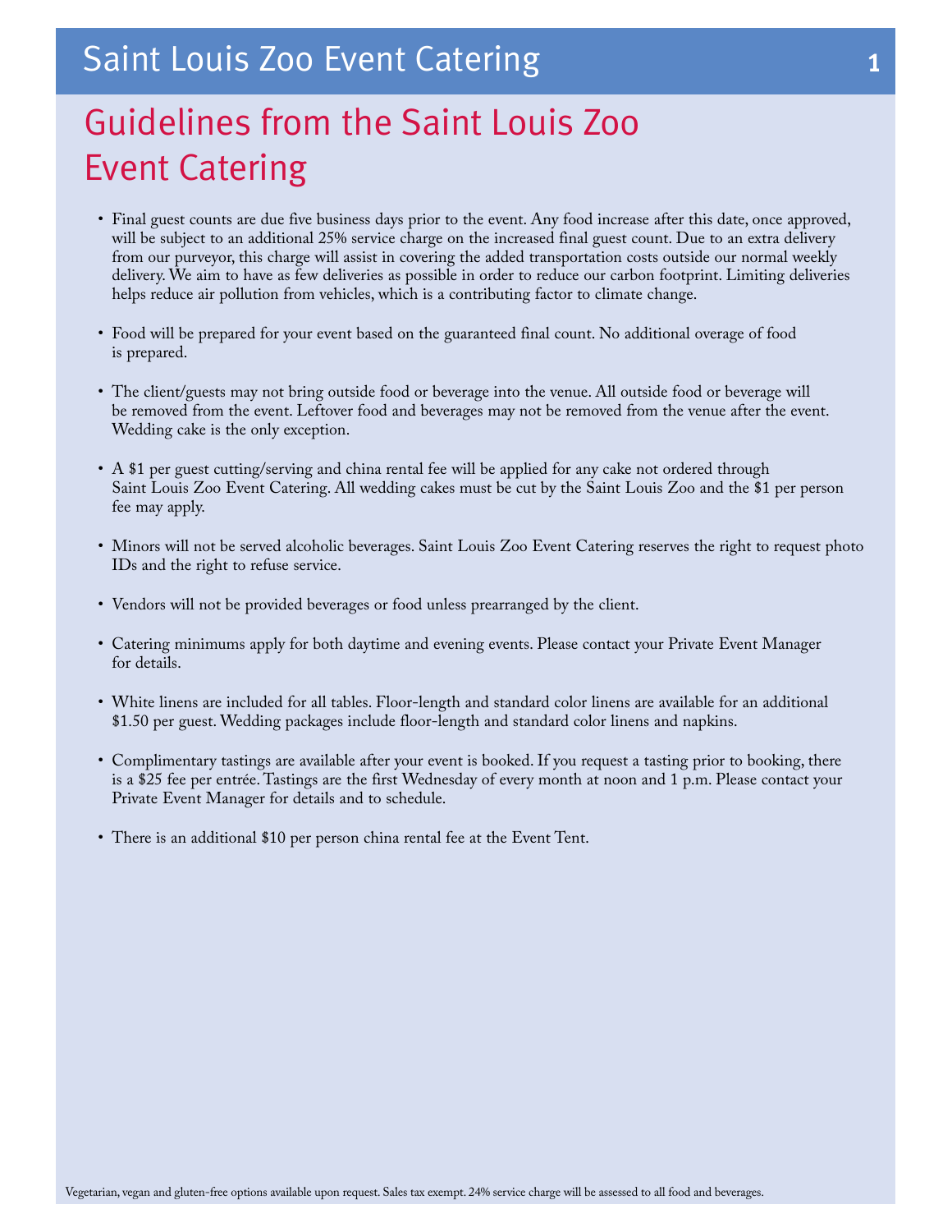# Guidelines from the Saint Louis Zoo Event Catering

- Final guest counts are due five business days prior to the event. Any food increase after this date, once approved, will be subject to an additional 25% service charge on the increased final guest count. Due to an extra delivery from our purveyor, this charge will assist in covering the added transportation costs outside our normal weekly delivery. We aim to have as few deliveries as possible in order to reduce our carbon footprint. Limiting deliveries helps reduce air pollution from vehicles, which is a contributing factor to climate change.
- Food will be prepared for your event based on the guaranteed final count. No additional overage of food is prepared.
- The client/guests may not bring outside food or beverage into the venue. All outside food or beverage will be removed from the event. Leftover food and beverages may not be removed from the venue after the event. Wedding cake is the only exception.
- A $1 per guest cutting/serving and china rental fee will be applied for any cake not ordered through Saint Louis Zoo Event Catering. All wedding cakes must be cut by the Saint Louis Zoo and the $1 per person fee may apply.
- Minors will not be served alcoholic beverages. Saint Louis Zoo Event Catering reserves the right to request photo IDs and the right to refuse service.
- Vendors will not be provided beverages or food unless prearranged by the client.
- Catering minimums apply for both daytime and evening events. Please contact your Private Event Manager for details.
- White linens are included for all tables. Floor-length and standard color linens are available for an additional $1.50 per guest. Wedding packages include floor-length and standard color linens and napkins.
- Complimentary tastings are available after your event is booked. If you request a tasting prior to booking, there is a $25 fee per entrée. Tastings are the first Wednesday of every month at noon and 1 p.m. Please contact your Private Event Manager for details and to schedule.
- There is an additional $10 per person china rental fee at the Event Tent.

Vegetarian, vegan and gluten-free options available upon request. Sales tax exempt. 24% service charge will be assessed to all food and beverages.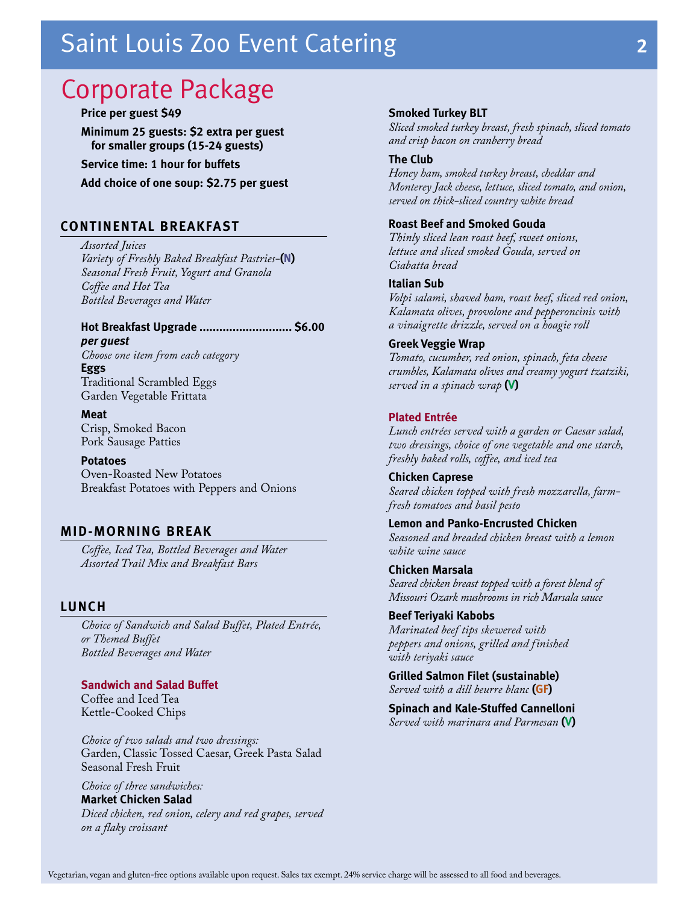# Corporate Package

**Price per guest $49**

**Minimum 25 guests: $2 extra per guest for smaller groups (15-24 guests)**

**Service time: 1 hour for buffets**

**Add choice of one soup: $2.75 per guest**

## CONTINENTAL BREAKFAST

*Assorted Juices*
*Variety of Freshly Baked Breakfast Pastries-***(N)**
*Seasonal Fresh Fruit, Yogurt and Granola*
*Coffee and Hot Tea*
*Bottled Beverages and Water*

**Hot Breakfast Upgrade ............................ $6.00** ***per guest***

*Choose one item from each category*

**Eggs**
Traditional Scrambled Eggs
Garden Vegetable Frittata

**Meat**
Crisp, Smoked Bacon
Pork Sausage Patties

**Potatoes**
Oven-Roasted New Potatoes
Breakfast Potatoes with Peppers and Onions

## MID-MORNING BREAK

*Coffee, Iced Tea, Bottled Beverages and Water*
*Assorted Trail Mix and Breakfast Bars*

## LUNCH

*Choice of Sandwich and Salad Buffet, Plated Entrée, or Themed Buffet*
*Bottled Beverages and Water*

### Sandwich and Salad Buffet

Coffee and Iced Tea
Kettle-Cooked Chips

*Choice of two salads and two dressings:*
Garden, Classic Tossed Caesar, Greek Pasta Salad
Seasonal Fresh Fruit

*Choice of three sandwiches:*

**Market Chicken Salad**
*Diced chicken, red onion, celery and red grapes, served on a flaky croissant*

**Smoked Turkey BLT**
*Sliced smoked turkey breast, fresh spinach, sliced tomato and crisp bacon on cranberry bread*

**The Club**
*Honey ham, smoked turkey breast, cheddar and Monterey Jack cheese, lettuce, sliced tomato, and onion, served on thick-sliced country white bread*

**Roast Beef and Smoked Gouda**
*Thinly sliced lean roast beef, sweet onions, lettuce and sliced smoked Gouda, served on Ciabatta bread*

**Italian Sub**
*Volpi salami, shaved ham, roast beef, sliced red onion, Kalamata olives, provolone and pepperoncinis with a vinaigrette drizzle, served on a hoagie roll*

**Greek Veggie Wrap**
*Tomato, cucumber, red onion, spinach, feta cheese crumbles, Kalamata olives and creamy yogurt tzatziki, served in a spinach wrap* **(V)**

### Plated Entrée

*Lunch entrées served with a garden or Caesar salad, two dressings, choice of one vegetable and one starch, freshly baked rolls, coffee, and iced tea*

**Chicken Caprese**
*Seared chicken topped with fresh mozzarella, farm-fresh tomatoes and basil pesto*

**Lemon and Panko-Encrusted Chicken**
*Seasoned and breaded chicken breast with a lemon white wine sauce*

**Chicken Marsala**
*Seared chicken breast topped with a forest blend of Missouri Ozark mushrooms in rich Marsala sauce*

**Beef Teriyaki Kabobs**
*Marinated beef tips skewered with peppers and onions, grilled and finished with teriyaki sauce*

**Grilled Salmon Filet (sustainable)**
*Served with a dill beurre blanc* **(GF)**

**Spinach and Kale-Stuffed Cannelloni**
*Served with marinara and Parmesan* **(V)**

Vegetarian, vegan and gluten-free options available upon request. Sales tax exempt. 24% service charge will be assessed to all food and beverages.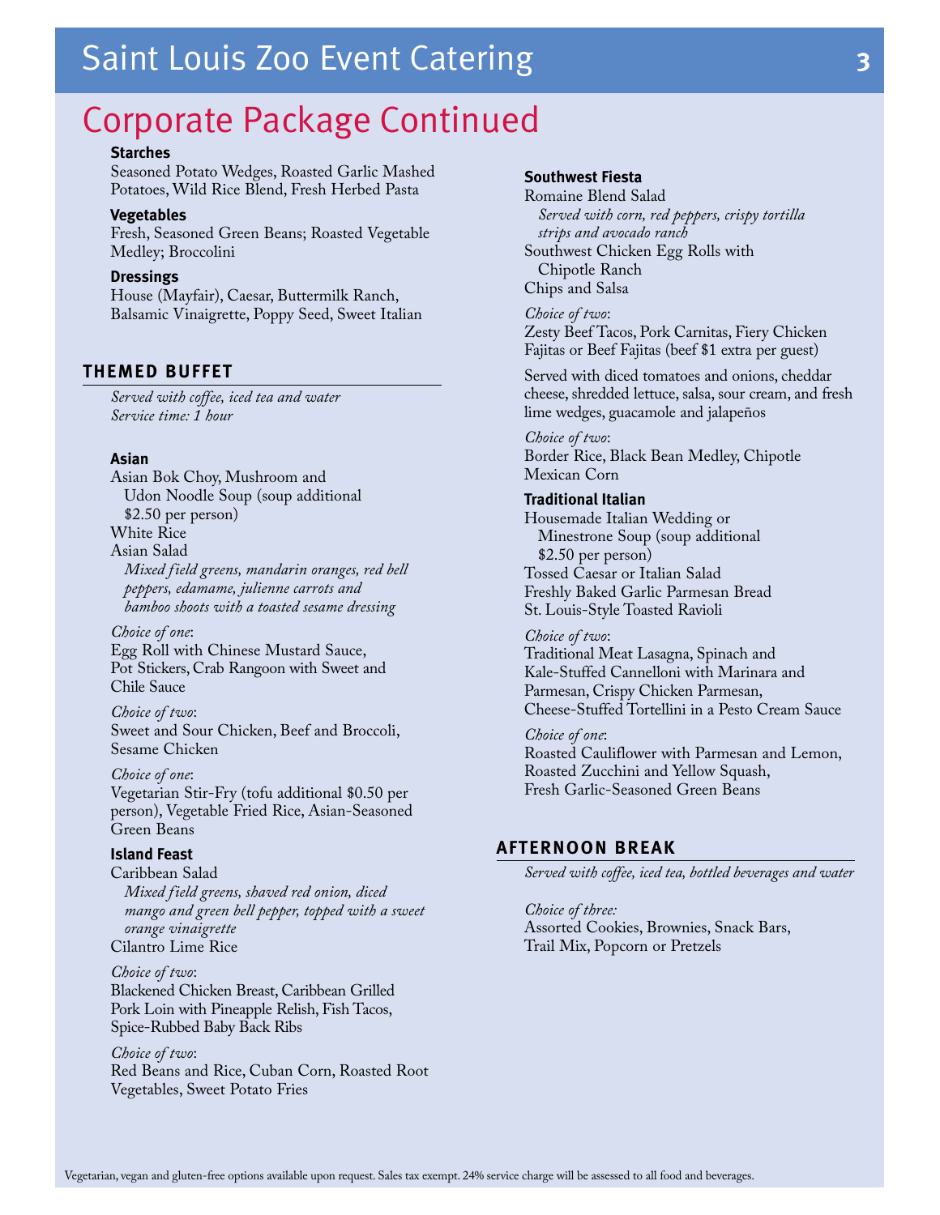# Corporate Package Continued

**Starches**
Seasoned Potato Wedges, Roasted Garlic Mashed Potatoes, Wild Rice Blend, Fresh Herbed Pasta

**Vegetables**
Fresh, Seasoned Green Beans; Roasted Vegetable Medley; Broccolini

**Dressings**
House (Mayfair), Caesar, Buttermilk Ranch, Balsamic Vinaigrette, Poppy Seed, Sweet Italian

## THEMED BUFFET

*Served with coffee, iced tea and water*
*Service time: 1 hour*

### Asian

Asian Bok Choy, Mushroom and Udon Noodle Soup (soup additional $2.50 per person)
White Rice
Asian Salad
*Mixed field greens, mandarin oranges, red bell peppers, edamame, julienne carrots and bamboo shoots with a toasted sesame dressing*

*Choice of one*:
Egg Roll with Chinese Mustard Sauce, Pot Stickers, Crab Rangoon with Sweet and Chile Sauce

*Choice of two*:
Sweet and Sour Chicken, Beef and Broccoli, Sesame Chicken

*Choice of one*:
Vegetarian Stir-Fry (tofu additional $0.50 per person), Vegetable Fried Rice, Asian-Seasoned Green Beans

### Island Feast

Caribbean Salad
*Mixed field greens, shaved red onion, diced mango and green bell pepper, topped with a sweet orange vinaigrette*
Cilantro Lime Rice

*Choice of two*:
Blackened Chicken Breast, Caribbean Grilled Pork Loin with Pineapple Relish, Fish Tacos, Spice-Rubbed Baby Back Ribs

*Choice of two*:
Red Beans and Rice, Cuban Corn, Roasted Root Vegetables, Sweet Potato Fries

### Southwest Fiesta

Romaine Blend Salad
*Served with corn, red peppers, crispy tortilla strips and avocado ranch*
Southwest Chicken Egg Rolls with Chipotle Ranch
Chips and Salsa

*Choice of two*:
Zesty Beef Tacos, Pork Carnitas, Fiery Chicken Fajitas or Beef Fajitas (beef $1 extra per guest)

Served with diced tomatoes and onions, cheddar cheese, shredded lettuce, salsa, sour cream, and fresh lime wedges, guacamole and jalapeños

*Choice of two*:
Border Rice, Black Bean Medley, Chipotle Mexican Corn

### Traditional Italian

Housemade Italian Wedding or Minestrone Soup (soup additional $2.50 per person)
Tossed Caesar or Italian Salad
Freshly Baked Garlic Parmesan Bread
St. Louis-Style Toasted Ravioli

*Choice of two*:
Traditional Meat Lasagna, Spinach and Kale-Stuffed Cannelloni with Marinara and Parmesan, Crispy Chicken Parmesan, Cheese-Stuffed Tortellini in a Pesto Cream Sauce

*Choice of one*:
Roasted Cauliflower with Parmesan and Lemon, Roasted Zucchini and Yellow Squash, Fresh Garlic-Seasoned Green Beans

## AFTERNOON BREAK

*Served with coffee, iced tea, bottled beverages and water*

*Choice of three:*
Assorted Cookies, Brownies, Snack Bars, Trail Mix, Popcorn or Pretzels

Vegetarian, vegan and gluten-free options available upon request. Sales tax exempt. 24% service charge will be assessed to all food and beverages.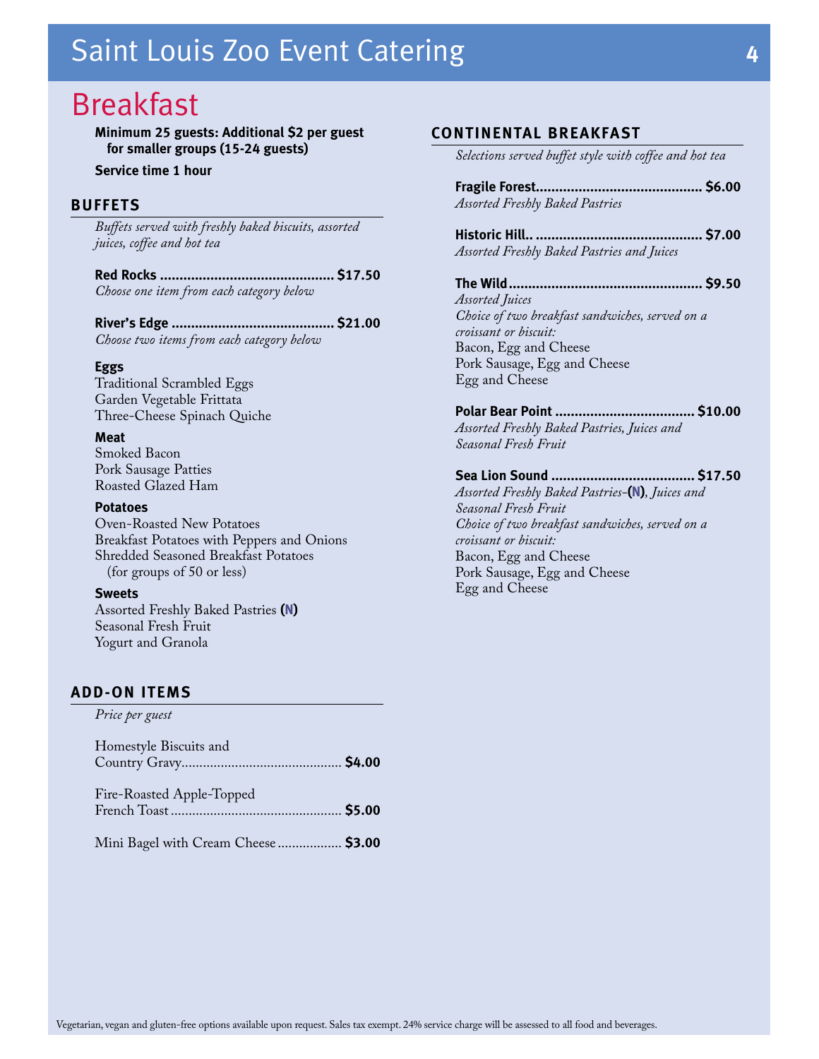# Saint Louis Zoo Event Catering

## Breakfast

**Minimum 25 guests: Additional $2 per guest for smaller groups (15-24 guests)**

**Service time 1 hour**

### BUFFETS

*Buffets served with freshly baked biscuits, assorted juices, coffee and hot tea*

**Red Rocks** ............................................. **$17.50**
*Choose one item from each category below*

**River's Edge** .......................................... **$21.00**
*Choose two items from each category below*

**Eggs**
Traditional Scrambled Eggs
Garden Vegetable Frittata
Three-Cheese Spinach Quiche

**Meat**
Smoked Bacon
Pork Sausage Patties
Roasted Glazed Ham

**Potatoes**
Oven-Roasted New Potatoes
Breakfast Potatoes with Peppers and Onions
Shredded Seasoned Breakfast Potatoes (for groups of 50 or less)

**Sweets**
Assorted Freshly Baked Pastries **(N)**
Seasonal Fresh Fruit
Yogurt and Granola

### ADD-ON ITEMS

*Price per guest*

Homestyle Biscuits and Country Gravy............................................ **$4.00**

Fire-Roasted Apple-Topped French Toast............................................... **$5.00**

Mini Bagel with Cream Cheese.................. **$3.00**

### CONTINENTAL BREAKFAST

*Selections served buffet style with coffee and hot tea*

**Fragile Forest**.......................................... **$6.00**
*Assorted Freshly Baked Pastries*

**Historic Hill**.. .......................................... **$7.00**
*Assorted Freshly Baked Pastries and Juices*

**The Wild**.................................................. **$9.50**
*Assorted Juices*
*Choice of two breakfast sandwiches, served on a croissant or biscuit:*
Bacon, Egg and Cheese
Pork Sausage, Egg and Cheese
Egg and Cheese

**Polar Bear Point** .................................... **$10.00**
*Assorted Freshly Baked Pastries, Juices and Seasonal Fresh Fruit*

**Sea Lion Sound** ..................................... **$17.50**
*Assorted Freshly Baked Pastries-***(N)***, Juices and Seasonal Fresh Fruit*
*Choice of two breakfast sandwiches, served on a croissant or biscuit:*
Bacon, Egg and Cheese
Pork Sausage, Egg and Cheese
Egg and Cheese

Vegetarian, vegan and gluten-free options available upon request. Sales tax exempt. 24% service charge will be assessed to all food and beverages.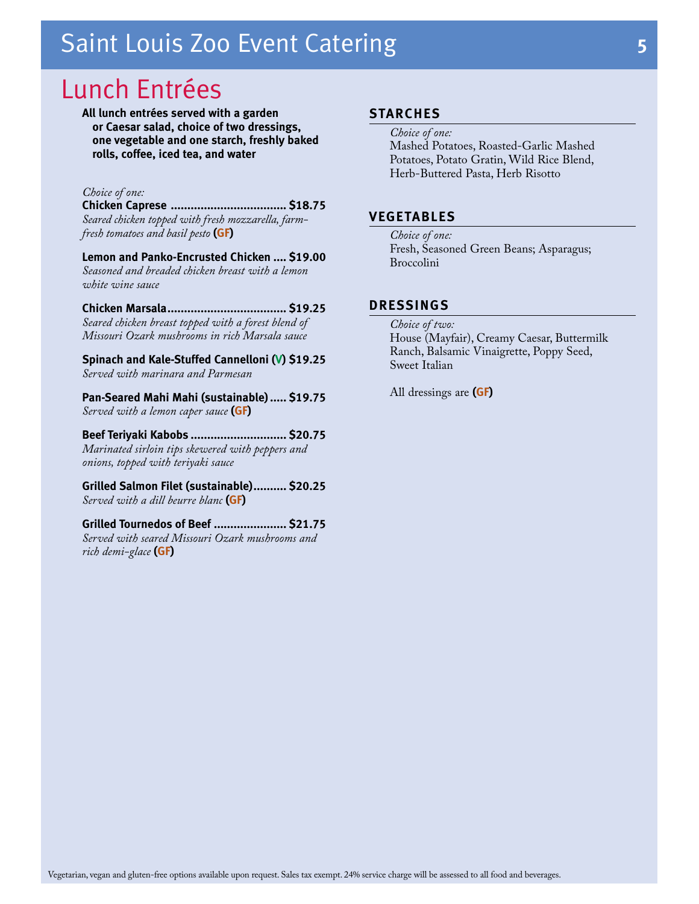# Lunch Entrées

**All lunch entrées served with a garden or Caesar salad, choice of two dressings, one vegetable and one starch, freshly baked rolls, coffee, iced tea, and water**

*Choice of one:*

**Chicken Caprese .................................. $18.75**
*Seared chicken topped with fresh mozzarella, farm-fresh tomatoes and basil pesto* **(GF)**

**Lemon and Panko-Encrusted Chicken .... $19.00**
*Seasoned and breaded chicken breast with a lemon white wine sauce*

**Chicken Marsala.................................... $19.25**
*Seared chicken breast topped with a forest blend of Missouri Ozark mushrooms in rich Marsala sauce*

**Spinach and Kale-Stuffed Cannelloni (V) $19.25**
*Served with marinara and Parmesan*

**Pan-Seared Mahi Mahi (sustainable)..... $19.75**
*Served with a lemon caper sauce* **(GF)**

**Beef Teriyaki Kabobs ............................. $20.75**
*Marinated sirloin tips skewered with peppers and onions, topped with teriyaki sauce*

**Grilled Salmon Filet (sustainable).......... $20.25**
*Served with a dill beurre blanc* **(GF)**

**Grilled Tournedos of Beef ...................... $21.75**
*Served with seared Missouri Ozark mushrooms and rich demi-glace* **(GF)**

## STARCHES

*Choice of one:*
Mashed Potatoes, Roasted-Garlic Mashed Potatoes, Potato Gratin, Wild Rice Blend, Herb-Buttered Pasta, Herb Risotto

## VEGETABLES

*Choice of one:*
Fresh, Seasoned Green Beans; Asparagus; Broccolini

## DRESSINGS

*Choice of two:*
House (Mayfair), Creamy Caesar, Buttermilk Ranch, Balsamic Vinaigrette, Poppy Seed, Sweet Italian

All dressings are **(GF)**

Vegetarian, vegan and gluten-free options available upon request. Sales tax exempt. 24% service charge will be assessed to all food and beverages.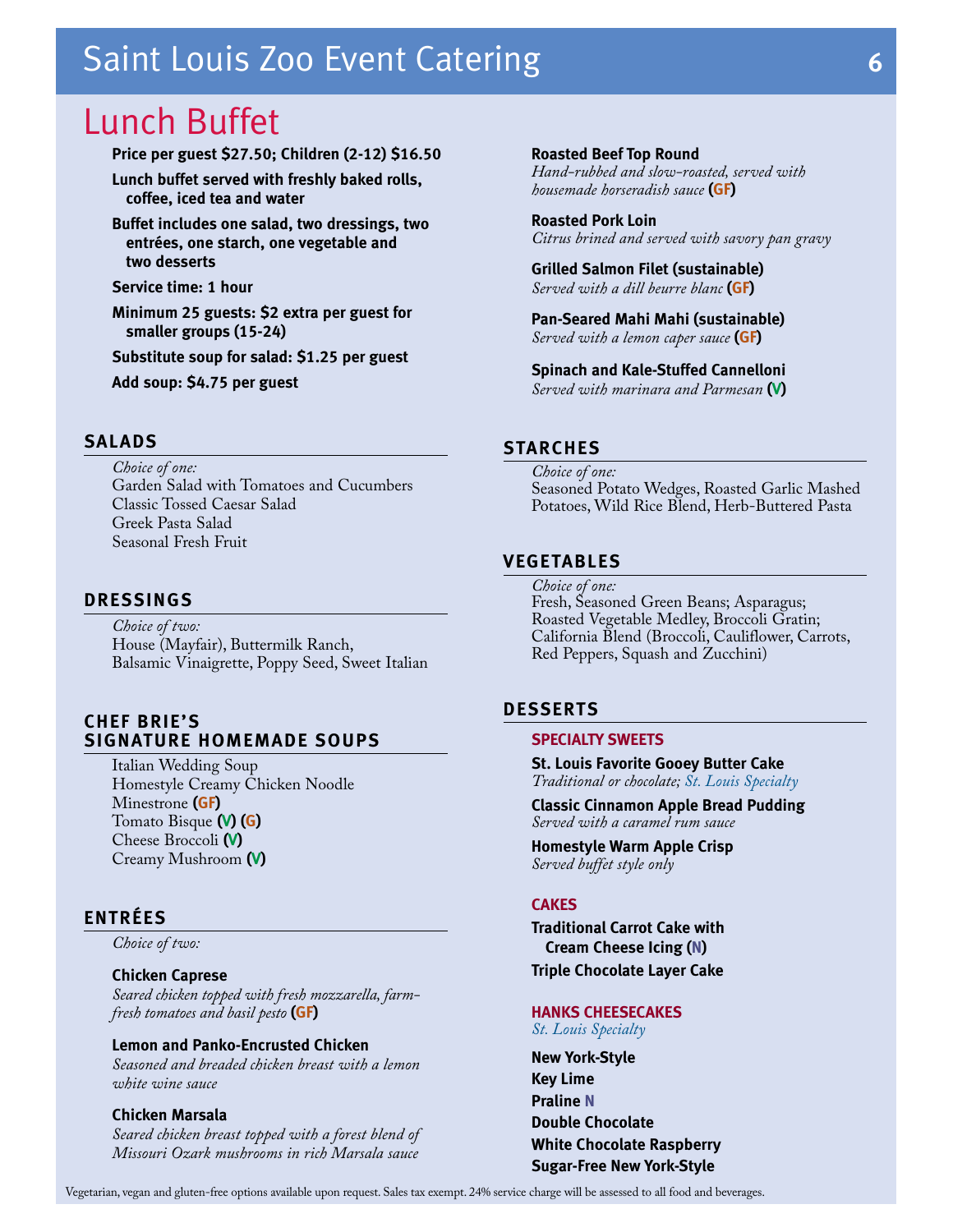# Saint Louis Zoo Event Catering

## Lunch Buffet

**Price per guest $27.50; Children (2-12) $16.50**

**Lunch buffet served with freshly baked rolls, coffee, iced tea and water**

**Buffet includes one salad, two dressings, two entrées, one starch, one vegetable and two desserts**

**Service time: 1 hour**

**Minimum 25 guests: $2 extra per guest for smaller groups (15-24)**

**Substitute soup for salad: $1.25 per guest**

**Add soup: $4.75 per guest**

### SALADS

*Choice of one:*

Garden Salad with Tomatoes and Cucumbers
Classic Tossed Caesar Salad
Greek Pasta Salad
Seasonal Fresh Fruit

### DRESSINGS

*Choice of two:*

House (Mayfair), Buttermilk Ranch, Balsamic Vinaigrette, Poppy Seed, Sweet Italian

### CHEF BRIE'S SIGNATURE HOMEMADE SOUPS

Italian Wedding Soup
Homestyle Creamy Chicken Noodle
Minestrone **(GF)**
Tomato Bisque **(V)** **(G)**
Cheese Broccoli **(V)**
Creamy Mushroom **(V)**

### ENTRÉES

*Choice of two:*

**Chicken Caprese**
*Seared chicken topped with fresh mozzarella, farm-fresh tomatoes and basil pesto* **(GF)**

**Lemon and Panko-Encrusted Chicken**
*Seasoned and breaded chicken breast with a lemon white wine sauce*

**Chicken Marsala**
*Seared chicken breast topped with a forest blend of Missouri Ozark mushrooms in rich Marsala sauce*

**Roasted Beef Top Round**
*Hand-rubbed and slow-roasted, served with housemade horseradish sauce* **(GF)**

**Roasted Pork Loin**
*Citrus brined and served with savory pan gravy*

**Grilled Salmon Filet (sustainable)**
*Served with a dill beurre blanc* **(GF)**

**Pan-Seared Mahi Mahi (sustainable)**
*Served with a lemon caper sauce* **(GF)**

**Spinach and Kale-Stuffed Cannelloni**
*Served with marinara and Parmesan* **(V)**

### STARCHES

*Choice of one:*

Seasoned Potato Wedges, Roasted Garlic Mashed Potatoes, Wild Rice Blend, Herb-Buttered Pasta

### VEGETABLES

*Choice of one:*

Fresh, Seasoned Green Beans; Asparagus; Roasted Vegetable Medley, Broccoli Gratin; California Blend (Broccoli, Cauliflower, Carrots, Red Peppers, Squash and Zucchini)

### DESSERTS

#### SPECIALTY SWEETS

**St. Louis Favorite Gooey Butter Cake**
*Traditional or chocolate; St. Louis Specialty*

**Classic Cinnamon Apple Bread Pudding**
*Served with a caramel rum sauce*

**Homestyle Warm Apple Crisp**
*Served buffet style only*

#### CAKES

**Traditional Carrot Cake with Cream Cheese Icing (N)**

**Triple Chocolate Layer Cake**

#### HANKS CHEESECAKES

*St. Louis Specialty*

**New York-Style**
**Key Lime**
**Praline N**
**Double Chocolate**
**White Chocolate Raspberry**
**Sugar-Free New York-Style**

Vegetarian, vegan and gluten-free options available upon request. Sales tax exempt. 24% service charge will be assessed to all food and beverages.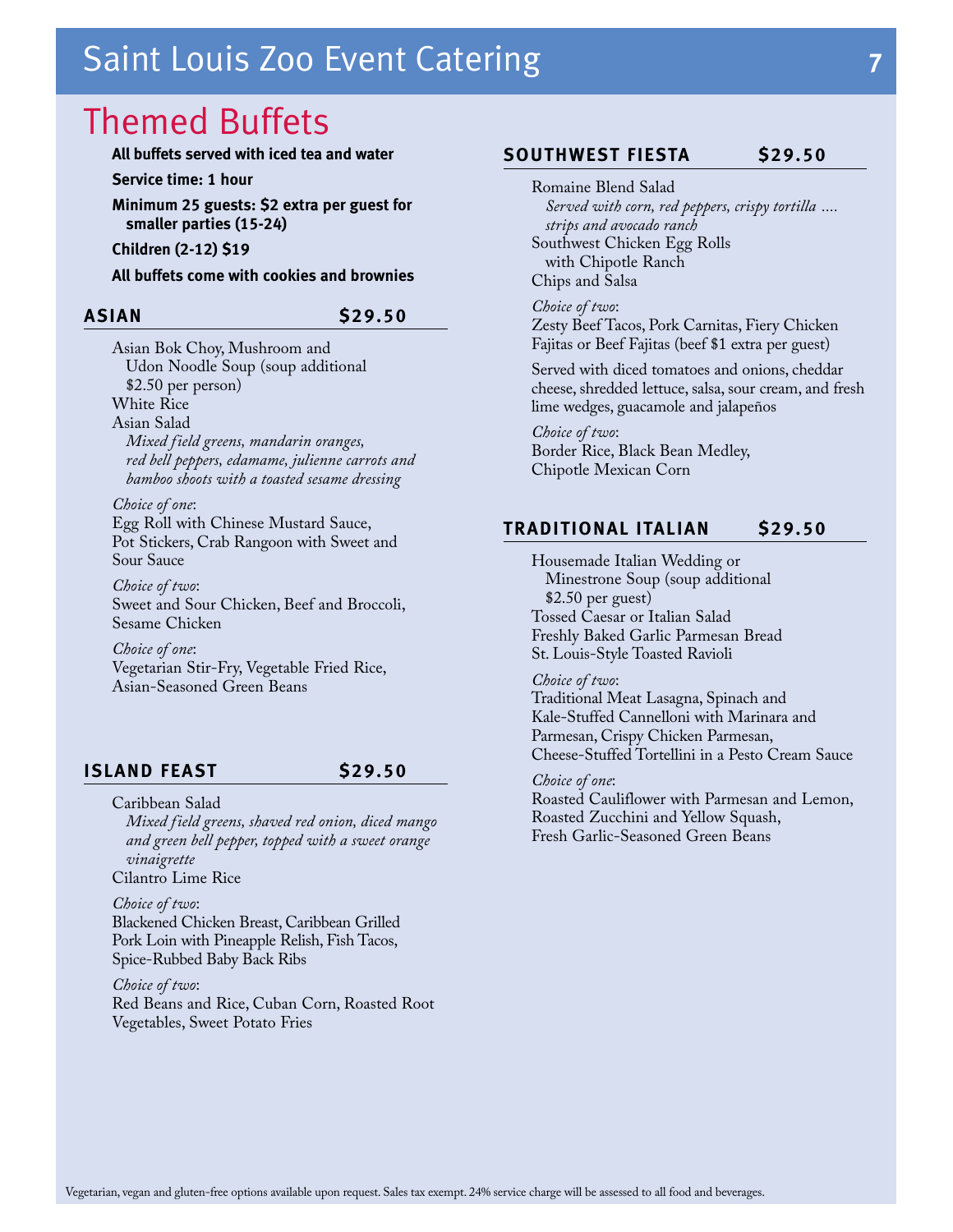# Saint Louis Zoo Event Catering

## Themed Buffets

**All buffets served with iced tea and water**

**Service time: 1 hour**

**Minimum 25 guests: $2 extra per guest for smaller parties (15-24)**

**Children (2-12) $19**

**All buffets come with cookies and brownies**

### ASIAN $29.50

Asian Bok Choy, Mushroom and Udon Noodle Soup (soup additional $2.50 per person)

White Rice

Asian Salad

*Mixed field greens, mandarin oranges, red bell peppers, edamame, julienne carrots and bamboo shoots with a toasted sesame dressing*

*Choice of one*:
Egg Roll with Chinese Mustard Sauce, Pot Stickers, Crab Rangoon with Sweet and Sour Sauce

*Choice of two*:
Sweet and Sour Chicken, Beef and Broccoli, Sesame Chicken

*Choice of one*:
Vegetarian Stir-Fry, Vegetable Fried Rice, Asian-Seasoned Green Beans

### ISLAND FEAST $29.50

Caribbean Salad

*Mixed field greens, shaved red onion, diced mango and green bell pepper, topped with a sweet orange vinaigrette*

Cilantro Lime Rice

*Choice of two*:
Blackened Chicken Breast, Caribbean Grilled Pork Loin with Pineapple Relish, Fish Tacos, Spice-Rubbed Baby Back Ribs

*Choice of two*:
Red Beans and Rice, Cuban Corn, Roasted Root Vegetables, Sweet Potato Fries

### SOUTHWEST FIESTA $29.50

Romaine Blend Salad

*Served with corn, red peppers, crispy tortilla .... strips and avocado ranch*

Southwest Chicken Egg Rolls with Chipotle Ranch

Chips and Salsa

*Choice of two*:
Zesty Beef Tacos, Pork Carnitas, Fiery Chicken Fajitas or Beef Fajitas (beef $1 extra per guest)

Served with diced tomatoes and onions, cheddar cheese, shredded lettuce, salsa, sour cream, and fresh lime wedges, guacamole and jalapeños

*Choice of two*:
Border Rice, Black Bean Medley, Chipotle Mexican Corn

### TRADITIONAL ITALIAN $29.50

Housemade Italian Wedding or Minestrone Soup (soup additional $2.50 per guest)

Tossed Caesar or Italian Salad

Freshly Baked Garlic Parmesan Bread

St. Louis-Style Toasted Ravioli

*Choice of two*:
Traditional Meat Lasagna, Spinach and Kale-Stuffed Cannelloni with Marinara and Parmesan, Crispy Chicken Parmesan, Cheese-Stuffed Tortellini in a Pesto Cream Sauce

*Choice of one*:
Roasted Cauliflower with Parmesan and Lemon, Roasted Zucchini and Yellow Squash, Fresh Garlic-Seasoned Green Beans

Vegetarian, vegan and gluten-free options available upon request. Sales tax exempt. 24% service charge will be assessed to all food and beverages.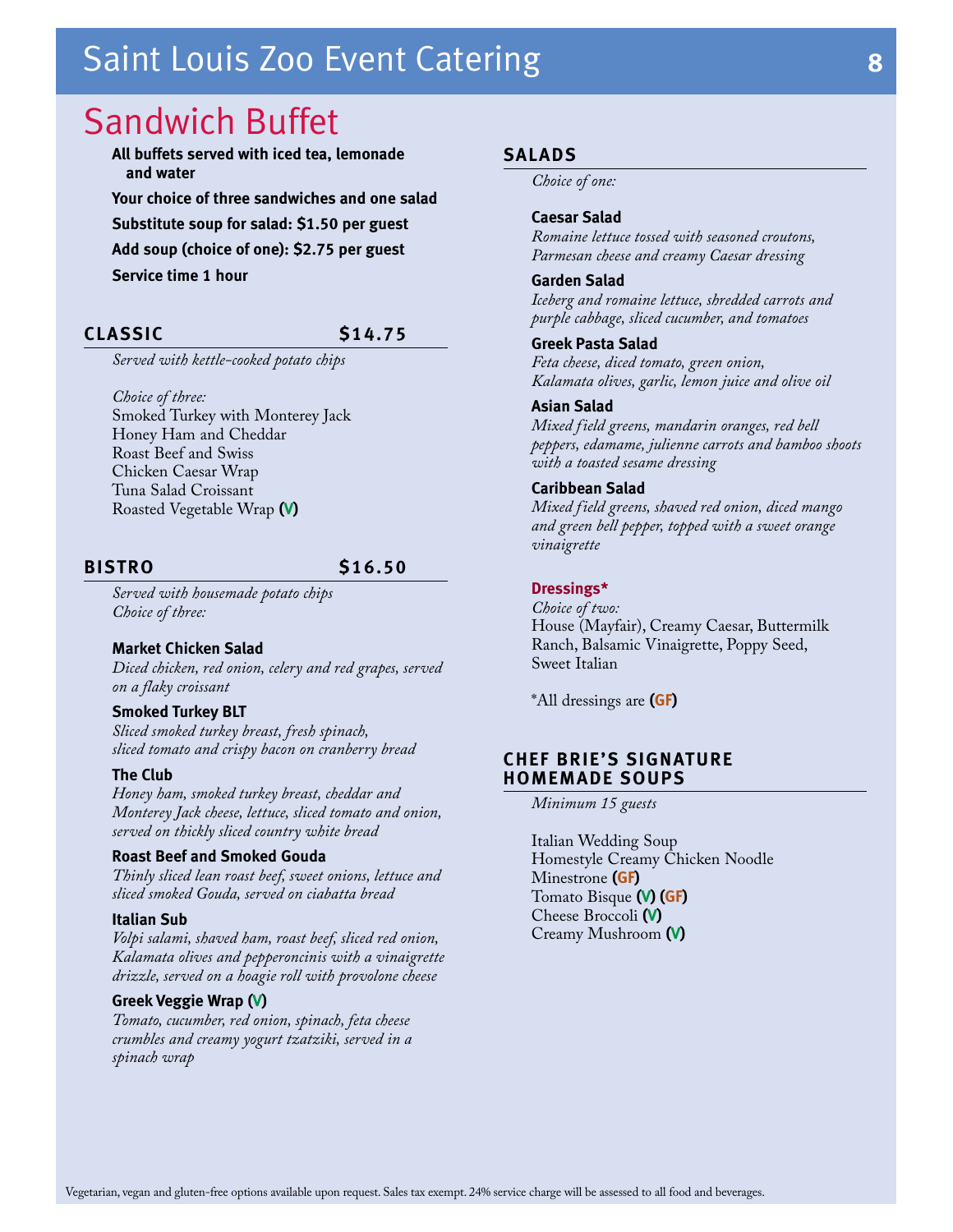# Saint Louis Zoo Event Catering

## Sandwich Buffet

**All buffets served with iced tea, lemonade and water**

**Your choice of three sandwiches and one salad**

**Substitute soup for salad: $1.50 per guest**

**Add soup (choice of one): $2.75 per guest**

**Service time 1 hour**

### CLASSIC $14.75

*Served with kettle-cooked potato chips*

*Choice of three:*

Smoked Turkey with Monterey Jack
Honey Ham and Cheddar
Roast Beef and Swiss
Chicken Caesar Wrap
Tuna Salad Croissant
Roasted Vegetable Wrap **(V)**

### BISTRO $16.50

*Served with housemade potato chips*
*Choice of three:*

**Market Chicken Salad**
*Diced chicken, red onion, celery and red grapes, served on a flaky croissant*

**Smoked Turkey BLT**
*Sliced smoked turkey breast, fresh spinach, sliced tomato and crispy bacon on cranberry bread*

**The Club**
*Honey ham, smoked turkey breast, cheddar and Monterey Jack cheese, lettuce, sliced tomato and onion, served on thickly sliced country white bread*

**Roast Beef and Smoked Gouda**
*Thinly sliced lean roast beef, sweet onions, lettuce and sliced smoked Gouda, served on ciabatta bread*

**Italian Sub**
*Volpi salami, shaved ham, roast beef, sliced red onion, Kalamata olives and pepperoncinis with a vinaigrette drizzle, served on a hoagie roll with provolone cheese*

**Greek Veggie Wrap (V)**
*Tomato, cucumber, red onion, spinach, feta cheese crumbles and creamy yogurt tzatziki, served in a spinach wrap*

### SALADS

*Choice of one:*

**Caesar Salad**
*Romaine lettuce tossed with seasoned croutons, Parmesan cheese and creamy Caesar dressing*

**Garden Salad**
*Iceberg and romaine lettuce, shredded carrots and purple cabbage, sliced cucumber, and tomatoes*

**Greek Pasta Salad**
*Feta cheese, diced tomato, green onion, Kalamata olives, garlic, lemon juice and olive oil*

**Asian Salad**
*Mixed field greens, mandarin oranges, red bell peppers, edamame, julienne carrots and bamboo shoots with a toasted sesame dressing*

**Caribbean Salad**
*Mixed field greens, shaved red onion, diced mango and green bell pepper, topped with a sweet orange vinaigrette*

**Dressings***
*Choice of two:*
House (Mayfair), Creamy Caesar, Buttermilk Ranch, Balsamic Vinaigrette, Poppy Seed, Sweet Italian

*All dressings are **(GF)**

### CHEF BRIE'S SIGNATURE HOMEMADE SOUPS

*Minimum 15 guests*

Italian Wedding Soup
Homestyle Creamy Chicken Noodle
Minestrone **(GF)**
Tomato Bisque **(V)** **(GF)**
Cheese Broccoli **(V)**
Creamy Mushroom **(V)**

Vegetarian, vegan and gluten-free options available upon request. Sales tax exempt. 24% service charge will be assessed to all food and beverages.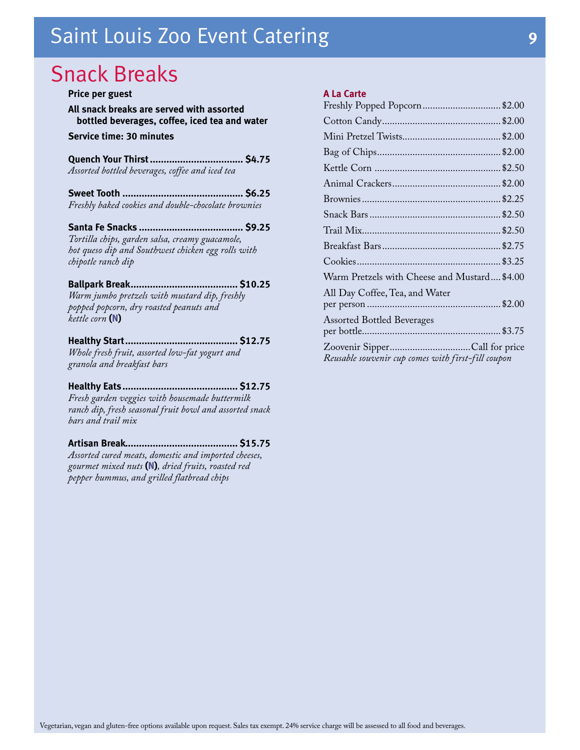# Saint Louis Zoo Event Catering

## Snack Breaks

**Price per guest**

**All snack breaks are served with assorted bottled beverages, coffee, iced tea and water**

**Service time: 30 minutes**

**Quench Your Thirst** ................................. **$4.75**
*Assorted bottled beverages, coffee and iced tea*

**Sweet Tooth** ........................................... **$6.25**
*Freshly baked cookies and double-chocolate brownies*

**Santa Fe Snacks** ..................................... **$9.25**
*Tortilla chips, garden salsa, creamy guacamole, hot queso dip and Southwest chicken egg rolls with chipotle ranch dip*

**Ballpark Break**....................................... **$10.25**
*Warm jumbo pretzels with mustard dip, freshly popped popcorn, dry roasted peanuts and kettle corn* **(N)**

**Healthy Start**......................................... **$12.75**
*Whole fresh fruit, assorted low-fat yogurt and granola and breakfast bars*

**Healthy Eats**.......................................... **$12.75**
*Fresh garden veggies with housemade buttermilk ranch dip, fresh seasonal fruit bowl and assorted snack bars and trail mix*

**Artisan Break**........................................ **$15.75**
*Assorted cured meats, domestic and imported cheeses, gourmet mixed nuts* **(N)**, *dried fruits, roasted red pepper hummus, and grilled flatbread chips*

### A La Carte

Freshly Popped Popcorn............................... $2.00

Cotton Candy............................................... $2.00

Mini Pretzel Twists....................................... $2.00

Bag of Chips................................................. $2.00

Kettle Corn ................................................. $2.50

Animal Crackers........................................... $2.00

Brownies...................................................... $2.25

Snack Bars .................................................. $2.50

Trail Mix...................................................... $2.50

Breakfast Bars.............................................. $2.75

Cookies........................................................ $3.25

Warm Pretzels with Cheese and Mustard.... $4.00

All Day Coffee, Tea, and Water per person .................................................... $2.00

Assorted Bottled Beverages per bottle...................................................... $3.75

Zoovenir Sipper................................Call for price
*Reusable souvenir cup comes with first-fill coupon*

Vegetarian, vegan and gluten-free options available upon request. Sales tax exempt. 24% service charge will be assessed to all food and beverages.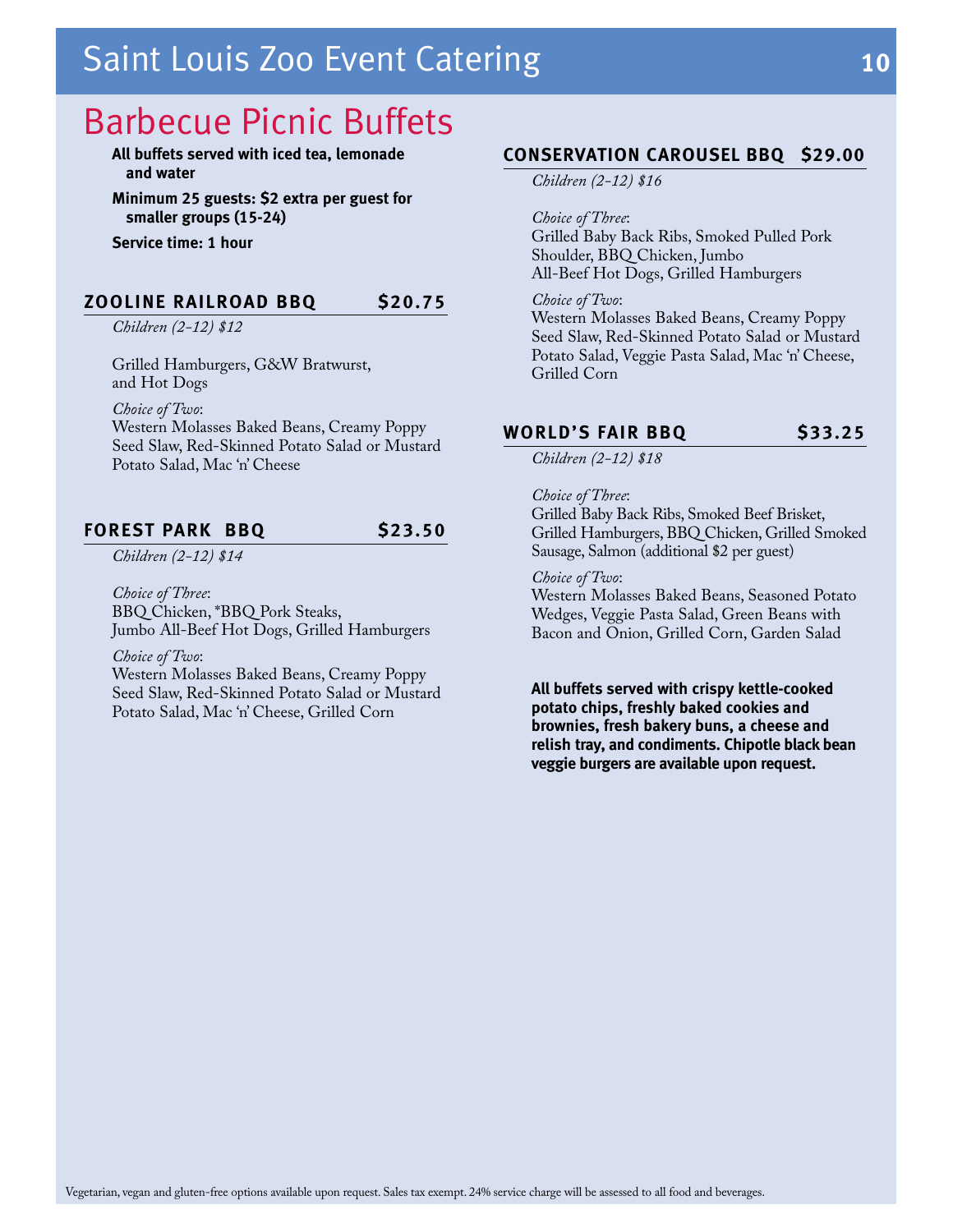# Barbecue Picnic Buffets

**All buffets served with iced tea, lemonade and water**

**Minimum 25 guests: $2 extra per guest for smaller groups (15-24)**

**Service time: 1 hour**

## ZOOLINE RAILROAD BBQ $20.75

*Children (2-12) $12*

Grilled Hamburgers, G&W Bratwurst, and Hot Dogs

*Choice of Two*:
Western Molasses Baked Beans, Creamy Poppy Seed Slaw, Red-Skinned Potato Salad or Mustard Potato Salad, Mac 'n' Cheese

## FOREST PARK BBQ $23.50

*Children (2-12) $14*

*Choice of Three*:
BBQ Chicken, *BBQ Pork Steaks, Jumbo All-Beef Hot Dogs, Grilled Hamburgers

*Choice of Two*:
Western Molasses Baked Beans, Creamy Poppy Seed Slaw, Red-Skinned Potato Salad or Mustard Potato Salad, Mac 'n' Cheese, Grilled Corn

## CONSERVATION CAROUSEL BBQ $29.00

*Children (2-12) $16*

*Choice of Three*:
Grilled Baby Back Ribs, Smoked Pulled Pork Shoulder, BBQ Chicken, Jumbo All-Beef Hot Dogs, Grilled Hamburgers

*Choice of Two*:
Western Molasses Baked Beans, Creamy Poppy Seed Slaw, Red-Skinned Potato Salad or Mustard Potato Salad, Veggie Pasta Salad, Mac 'n' Cheese, Grilled Corn

## WORLD'S FAIR BBQ $33.25

*Children (2-12) $18*

*Choice of Three*:
Grilled Baby Back Ribs, Smoked Beef Brisket, Grilled Hamburgers, BBQ Chicken, Grilled Smoked Sausage, Salmon (additional $2 per guest)

*Choice of Two*:
Western Molasses Baked Beans, Seasoned Potato Wedges, Veggie Pasta Salad, Green Beans with Bacon and Onion, Grilled Corn, Garden Salad

**All buffets served with crispy kettle-cooked potato chips, freshly baked cookies and brownies, fresh bakery buns, a cheese and relish tray, and condiments. Chipotle black bean veggie burgers are available upon request.**

Vegetarian, vegan and gluten-free options available upon request. Sales tax exempt. 24% service charge will be assessed to all food and beverages.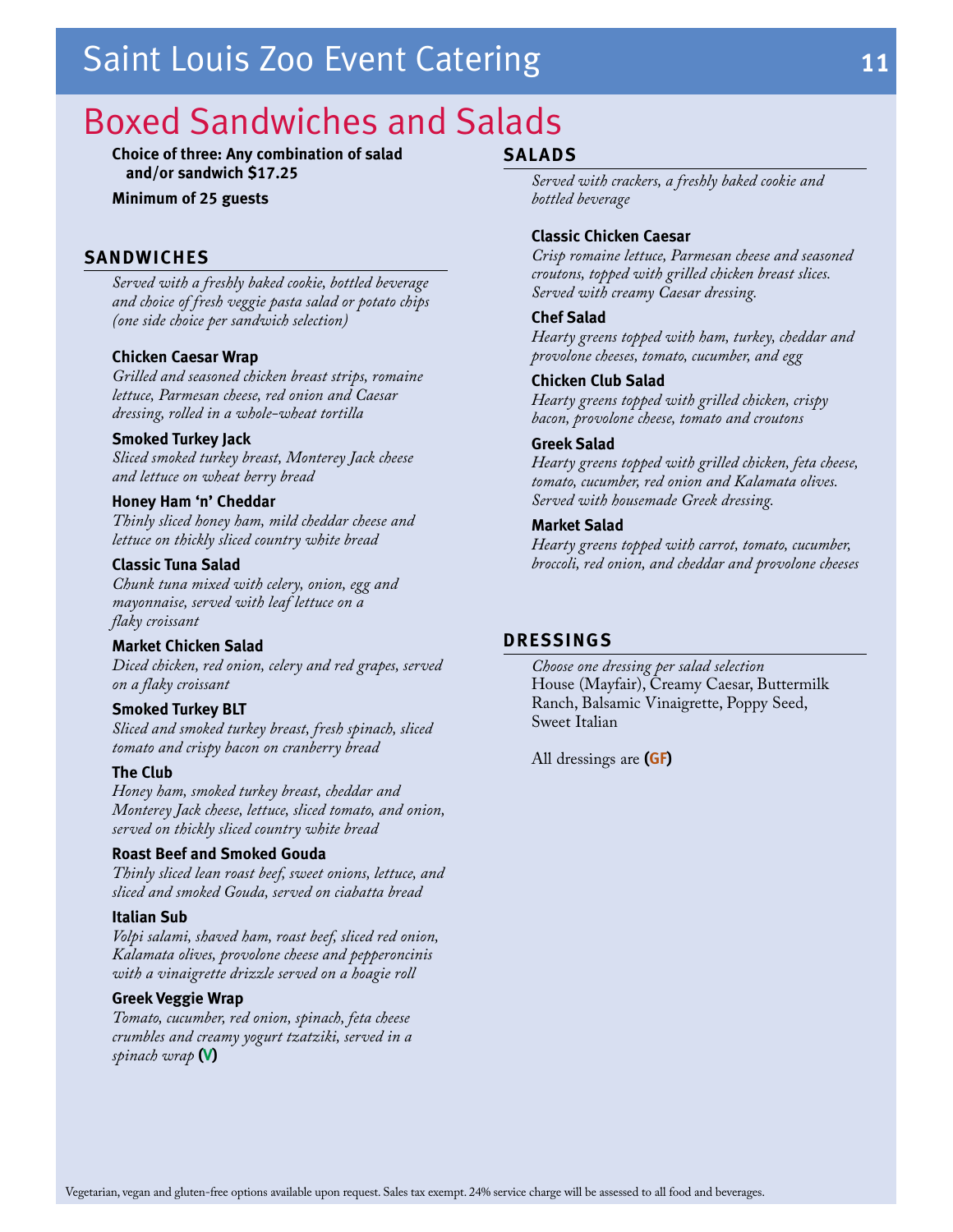# Boxed Sandwiches and Salads

**Choice of three: Any combination of salad and/or sandwich $17.25**

**Minimum of 25 guests**

## SANDWICHES

*Served with a freshly baked cookie, bottled beverage and choice of fresh veggie pasta salad or potato chips (one side choice per sandwich selection)*

**Chicken Caesar Wrap**
*Grilled and seasoned chicken breast strips, romaine lettuce, Parmesan cheese, red onion and Caesar dressing, rolled in a whole-wheat tortilla*

**Smoked Turkey Jack**
*Sliced smoked turkey breast, Monterey Jack cheese and lettuce on wheat berry bread*

**Honey Ham 'n' Cheddar**
*Thinly sliced honey ham, mild cheddar cheese and lettuce on thickly sliced country white bread*

**Classic Tuna Salad**
*Chunk tuna mixed with celery, onion, egg and mayonnaise, served with leaf lettuce on a flaky croissant*

**Market Chicken Salad**
*Diced chicken, red onion, celery and red grapes, served on a flaky croissant*

**Smoked Turkey BLT**
*Sliced and smoked turkey breast, fresh spinach, sliced tomato and crispy bacon on cranberry bread*

**The Club**
*Honey ham, smoked turkey breast, cheddar and Monterey Jack cheese, lettuce, sliced tomato, and onion, served on thickly sliced country white bread*

**Roast Beef and Smoked Gouda**
*Thinly sliced lean roast beef, sweet onions, lettuce, and sliced and smoked Gouda, served on ciabatta bread*

**Italian Sub**
*Volpi salami, shaved ham, roast beef, sliced red onion, Kalamata olives, provolone cheese and pepperoncinis with a vinaigrette drizzle served on a hoagie roll*

**Greek Veggie Wrap**
*Tomato, cucumber, red onion, spinach, feta cheese crumbles and creamy yogurt tzatziki, served in a spinach wrap* **(V)**

## SALADS

*Served with crackers, a freshly baked cookie and bottled beverage*

**Classic Chicken Caesar**
*Crisp romaine lettuce, Parmesan cheese and seasoned croutons, topped with grilled chicken breast slices. Served with creamy Caesar dressing.*

**Chef Salad**
*Hearty greens topped with ham, turkey, cheddar and provolone cheeses, tomato, cucumber, and egg*

**Chicken Club Salad**
*Hearty greens topped with grilled chicken, crispy bacon, provolone cheese, tomato and croutons*

**Greek Salad**
*Hearty greens topped with grilled chicken, feta cheese, tomato, cucumber, red onion and Kalamata olives. Served with housemade Greek dressing.*

**Market Salad**
*Hearty greens topped with carrot, tomato, cucumber, broccoli, red onion, and cheddar and provolone cheeses*

## DRESSINGS

*Choose one dressing per salad selection*
House (Mayfair), Creamy Caesar, Buttermilk Ranch, Balsamic Vinaigrette, Poppy Seed, Sweet Italian

All dressings are **(GF)**

Vegetarian, vegan and gluten-free options available upon request. Sales tax exempt. 24% service charge will be assessed to all food and beverages.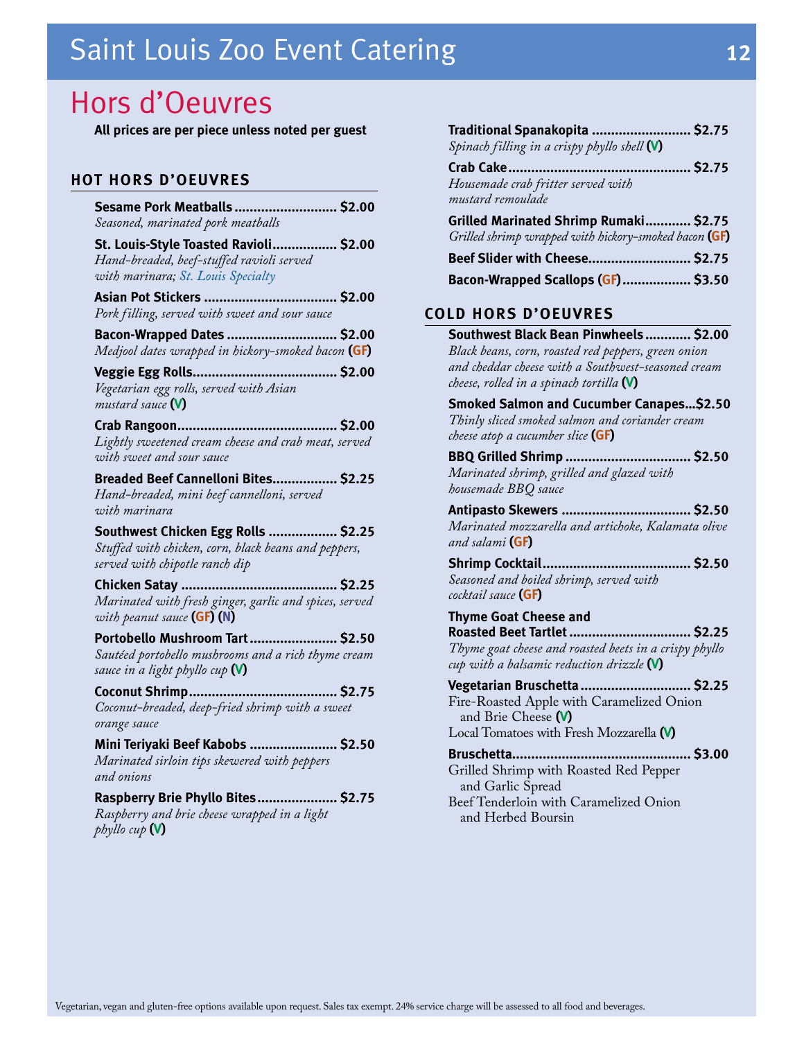# Saint Louis Zoo Event Catering

## Hors d'Oeuvres

**All prices are per piece unless noted per guest**

### HOT HORS D'OEUVRES

**Sesame Pork Meatballs** ........................... **$2.00**
*Seasoned, marinated pork meatballs*

**St. Louis-Style Toasted Ravioli** ................. **$2.00**
*Hand-breaded, beef-stuffed ravioli served with marinara; St. Louis Specialty*

**Asian Pot Stickers** ................................... **$2.00**
*Pork filling, served with sweet and sour sauce*

**Bacon-Wrapped Dates** ............................. **$2.00**
*Medjool dates wrapped in hickory-smoked bacon* **(GF)**

**Veggie Egg Rolls** ..................................... **$2.00**
*Vegetarian egg rolls, served with Asian mustard sauce* **(V)**

**Crab Rangoon** .......................................... **$2.00**
*Lightly sweetened cream cheese and crab meat, served with sweet and sour sauce*

**Breaded Beef Cannelloni Bites** ................. **$2.25**
*Hand-breaded, mini beef cannelloni, served with marinara*

**Southwest Chicken Egg Rolls** .................. **$2.25**
*Stuffed with chicken, corn, black beans and peppers, served with chipotle ranch dip*

**Chicken Satay** ......................................... **$2.25**
*Marinated with fresh ginger, garlic and spices, served with peanut sauce* **(GF) (N)**

**Portobello Mushroom Tart** ....................... **$2.50**
*Sautéed portobello mushrooms and a rich thyme cream sauce in a light phyllo cup* **(V)**

**Coconut Shrimp** ....................................... **$2.75**
*Coconut-breaded, deep-fried shrimp with a sweet orange sauce*

**Mini Teriyaki Beef Kabobs** ....................... **$2.50**
*Marinated sirloin tips skewered with peppers and onions*

**Raspberry Brie Phyllo Bites** ..................... **$2.75**
*Raspberry and brie cheese wrapped in a light phyllo cup* **(V)**

**Traditional Spanakopita** .......................... **$2.75**
*Spinach filling in a crispy phyllo shell* **(V)**

**Crab Cake** ................................................ **$2.75**
*Housemade crab fritter served with mustard remoulade*

**Grilled Marinated Shrimp Rumaki** ............ **$2.75**
*Grilled shrimp wrapped with hickory-smoked bacon* **(GF)**

**Beef Slider with Cheese** ........................... **$2.75**

**Bacon-Wrapped Scallops (GF)** .................. **$3.50**

### COLD HORS D'OEUVRES

**Southwest Black Bean Pinwheels** ............ **$2.00**
*Black beans, corn, roasted red peppers, green onion and cheddar cheese with a Southwest-seasoned cream cheese, rolled in a spinach tortilla* **(V)**

**Smoked Salmon and Cucumber Canapes** ... **$2.50**
*Thinly sliced smoked salmon and coriander cream cheese atop a cucumber slice* **(GF)**

**BBQ Grilled Shrimp** ................................. **$2.50**
*Marinated shrimp, grilled and glazed with housemade BBQ sauce*

**Antipasto Skewers** .................................. **$2.50**
*Marinated mozzarella and artichoke, Kalamata olive and salami* **(GF)**

**Shrimp Cocktail** ....................................... **$2.50**
*Seasoned and boiled shrimp, served with cocktail sauce* **(GF)**

**Thyme Goat Cheese and Roasted Beet Tartlet** ................................ **$2.25**
*Thyme goat cheese and roasted beets in a crispy phyllo cup with a balsamic reduction drizzle* **(V)**

**Vegetarian Bruschetta** ............................. **$2.25**
- Fire-Roasted Apple with Caramelized Onion and Brie Cheese **(V)**
- Local Tomatoes with Fresh Mozzarella **(V)**

**Bruschetta** ............................................... **$3.00**
- Grilled Shrimp with Roasted Red Pepper and Garlic Spread
- Beef Tenderloin with Caramelized Onion and Herbed Boursin

Vegetarian, vegan and gluten-free options available upon request. Sales tax exempt. 24% service charge will be assessed to all food and beverages.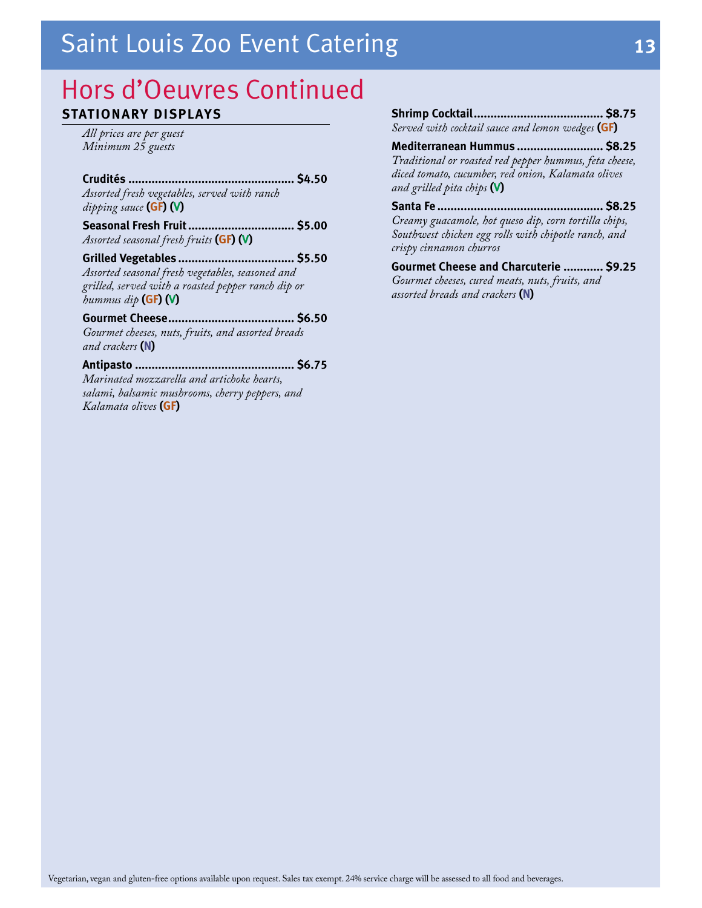# Hors d'Oeuvres Continued

## STATIONARY DISPLAYS

*All prices are per guest*
*Minimum 25 guests*

**Crudités** ................................................ **$4.50**
*Assorted fresh vegetables, served with ranch dipping sauce* **(GF) (V)**

**Seasonal Fresh Fruit** ................................ **$5.00**
*Assorted seasonal fresh fruits* **(GF) (V)**

**Grilled Vegetables** .................................. **$5.50**
*Assorted seasonal fresh vegetables, seasoned and grilled, served with a roasted pepper ranch dip or hummus dip* **(GF) (V)**

**Gourmet Cheese** ...................................... **$6.50**
*Gourmet cheeses, nuts, fruits, and assorted breads and crackers* **(N)**

**Antipasto** ................................................ **$6.75**
*Marinated mozzarella and artichoke hearts, salami, balsamic mushrooms, cherry peppers, and Kalamata olives* **(GF)**

**Shrimp Cocktail** ...................................... **$8.75**
*Served with cocktail sauce and lemon wedges* **(GF)**

**Mediterranean Hummus** .......................... **$8.25**
*Traditional or roasted red pepper hummus, feta cheese, diced tomato, cucumber, red onion, Kalamata olives and grilled pita chips* **(V)**

**Santa Fe** .................................................. **$8.25**
*Creamy guacamole, hot queso dip, corn tortilla chips, Southwest chicken egg rolls with chipotle ranch, and crispy cinnamon churros*

**Gourmet Cheese and Charcuterie** ............ **$9.25**
*Gourmet cheeses, cured meats, nuts, fruits, and assorted breads and crackers* **(N)**

Vegetarian, vegan and gluten-free options available upon request. Sales tax exempt. 24% service charge will be assessed to all food and beverages.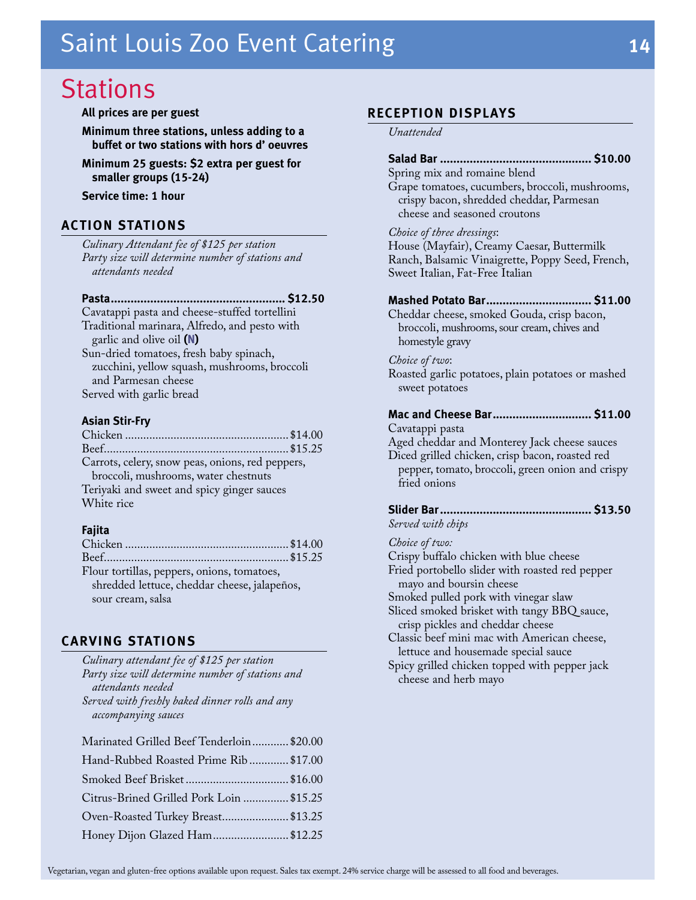# Saint Louis Zoo Event Catering

## Stations

**All prices are per guest**

**Minimum three stations, unless adding to a buffet or two stations with hors d' oeuvres**

**Minimum 25 guests: $2 extra per guest for smaller groups (15-24)**

**Service time: 1 hour**

### ACTION STATIONS

*Culinary Attendant fee of $125 per station*
*Party size will determine number of stations and attendants needed*

**Pasta .................... $12.50**
Cavatappi pasta and cheese-stuffed tortellini
Traditional marinara, Alfredo, and pesto with garlic and olive oil **(N)**
Sun-dried tomatoes, fresh baby spinach, zucchini, yellow squash, mushrooms, broccoli and Parmesan cheese
Served with garlic bread

**Asian Stir-Fry**
Chicken .................... $14.00
Beef .................... $15.25
Carrots, celery, snow peas, onions, red peppers, broccoli, mushrooms, water chestnuts
Teriyaki and sweet and spicy ginger sauces
White rice

**Fajita**
Chicken .................... $14.00
Beef .................... $15.25
Flour tortillas, peppers, onions, tomatoes, shredded lettuce, cheddar cheese, jalapeños, sour cream, salsa

### CARVING STATIONS

*Culinary attendant fee of $125 per station*
*Party size will determine number of stations and attendants needed*
*Served with freshly baked dinner rolls and any accompanying sauces*

Marinated Grilled Beef Tenderloin .................... $20.00
Hand-Rubbed Roasted Prime Rib .................... $17.00
Smoked Beef Brisket .................... $16.00
Citrus-Brined Grilled Pork Loin .................... $15.25
Oven-Roasted Turkey Breast .................... $13.25
Honey Dijon Glazed Ham .................... $12.25

### RECEPTION DISPLAYS

*Unattended*

**Salad Bar .................... $10.00**
Spring mix and romaine blend
Grape tomatoes, cucumbers, broccoli, mushrooms, crispy bacon, shredded cheddar, Parmesan cheese and seasoned croutons

*Choice of three dressings*:
House (Mayfair), Creamy Caesar, Buttermilk Ranch, Balsamic Vinaigrette, Poppy Seed, French, Sweet Italian, Fat-Free Italian

**Mashed Potato Bar .................... $11.00**
Cheddar cheese, smoked Gouda, crisp bacon, broccoli, mushrooms, sour cream, chives and homestyle gravy

*Choice of two*:
Roasted garlic potatoes, plain potatoes or mashed sweet potatoes

**Mac and Cheese Bar .................... $11.00**
Cavatappi pasta
Aged cheddar and Monterey Jack cheese sauces
Diced grilled chicken, crisp bacon, roasted red pepper, tomato, broccoli, green onion and crispy fried onions

**Slider Bar .................... $13.50**
*Served with chips*

*Choice of two:*
Crispy buffalo chicken with blue cheese
Fried portobello slider with roasted red pepper mayo and boursin cheese
Smoked pulled pork with vinegar slaw
Sliced smoked brisket with tangy BBQ sauce, crisp pickles and cheddar cheese
Classic beef mini mac with American cheese, lettuce and housemade special sauce
Spicy grilled chicken topped with pepper jack cheese and herb mayo

Vegetarian, vegan and gluten-free options available upon request. Sales tax exempt. 24% service charge will be assessed to all food and beverages.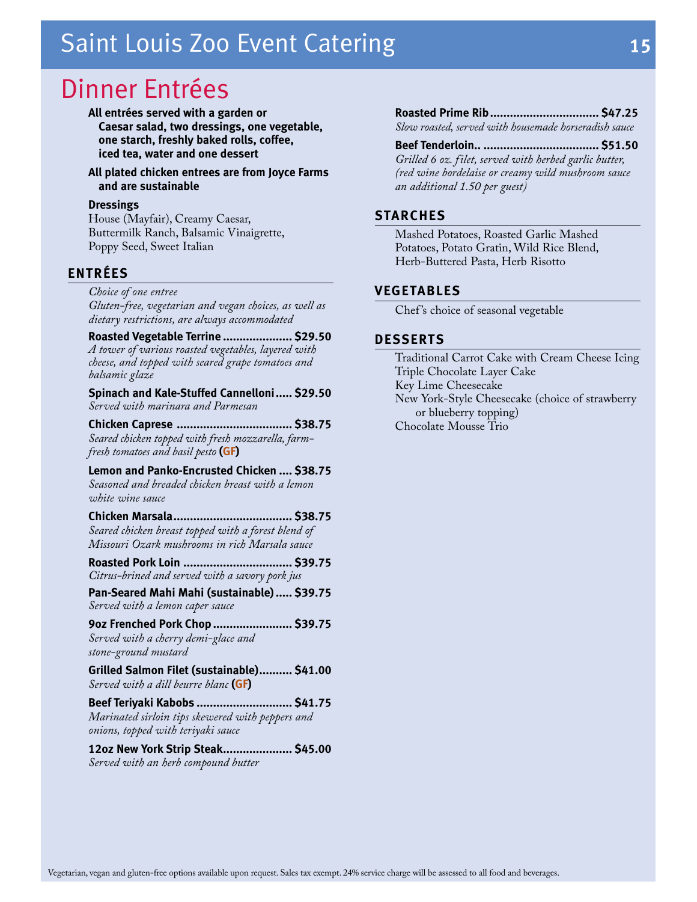# Dinner Entrées

**All entrées served with a garden or Caesar salad, two dressings, one vegetable, one starch, freshly baked rolls, coffee, iced tea, water and one dessert**

**All plated chicken entrees are from Joyce Farms and are sustainable**

**Dressings**

House (Mayfair), Creamy Caesar, Buttermilk Ranch, Balsamic Vinaigrette, Poppy Seed, Sweet Italian

## ENTRÉES

*Choice of one entree*

*Gluten-free, vegetarian and vegan choices, as well as dietary restrictions, are always accommodated*

**Roasted Vegetable Terrine .................... $29.50**
*A tower of various roasted vegetables, layered with cheese, and topped with seared grape tomatoes and balsamic glaze*

**Spinach and Kale-Stuffed Cannelloni ..... $29.50**
*Served with marinara and Parmesan*

**Chicken Caprese .................................. $38.75**
*Seared chicken topped with fresh mozzarella, farm-fresh tomatoes and basil pesto* **(GF)**

**Lemon and Panko-Encrusted Chicken .... $38.75**
*Seasoned and breaded chicken breast with a lemon white wine sauce*

**Chicken Marsala.................................... $38.75**
*Seared chicken breast topped with a forest blend of Missouri Ozark mushrooms in rich Marsala sauce*

**Roasted Pork Loin ................................ $39.75**
*Citrus-brined and served with a savory pork jus*

**Pan-Seared Mahi Mahi (sustainable) ..... $39.75**
*Served with a lemon caper sauce*

**9oz Frenched Pork Chop ....................... $39.75**
*Served with a cherry demi-glace and stone-ground mustard*

**Grilled Salmon Filet (sustainable).......... $41.00**
*Served with a dill beurre blanc* **(GF)**

**Beef Teriyaki Kabobs ............................ $41.75**
*Marinated sirloin tips skewered with peppers and onions, topped with teriyaki sauce*

**12oz New York Strip Steak.................... $45.00**
*Served with an herb compound butter*

**Roasted Prime Rib................................ $47.25**
*Slow roasted, served with housemade horseradish sauce*

**Beef Tenderloin.. .................................. $51.50**
*Grilled 6 oz. filet, served with herbed garlic butter, (red wine bordelaise or creamy wild mushroom sauce an additional 1.50 per guest)*

## STARCHES

Mashed Potatoes, Roasted Garlic Mashed Potatoes, Potato Gratin, Wild Rice Blend, Herb-Buttered Pasta, Herb Risotto

## VEGETABLES

Chef's choice of seasonal vegetable

## DESSERTS

Traditional Carrot Cake with Cream Cheese Icing
Triple Chocolate Layer Cake
Key Lime Cheesecake
New York-Style Cheesecake (choice of strawberry or blueberry topping)
Chocolate Mousse Trio

Vegetarian, vegan and gluten-free options available upon request. Sales tax exempt. 24% service charge will be assessed to all food and beverages.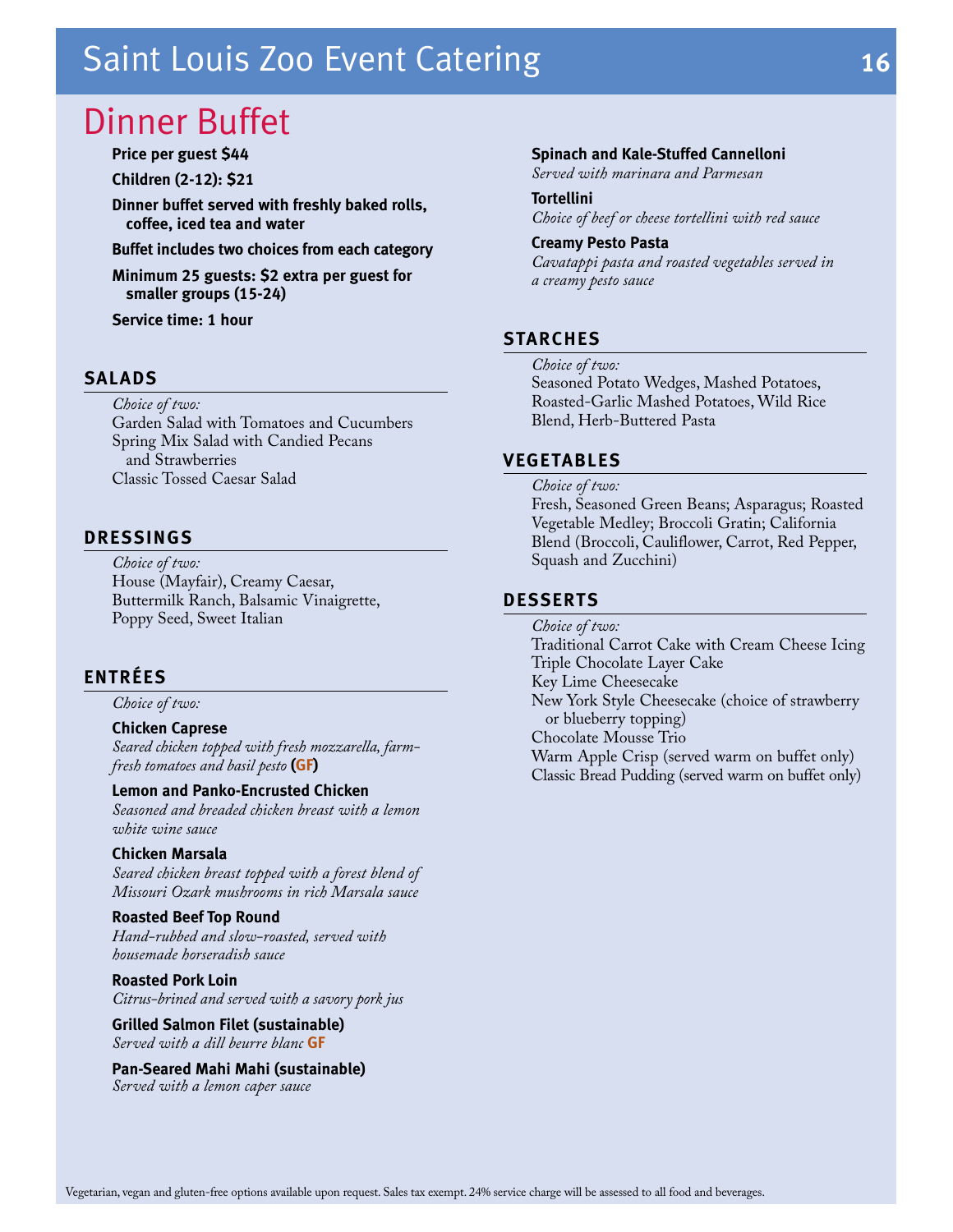# Dinner Buffet

**Price per guest $44**

**Children (2-12): $21**

**Dinner buffet served with freshly baked rolls, coffee, iced tea and water**

**Buffet includes two choices from each category**

**Minimum 25 guests: $2 extra per guest for smaller groups (15-24)**

**Service time: 1 hour**

## SALADS

*Choice of two:*

Garden Salad with Tomatoes and Cucumbers
Spring Mix Salad with Candied Pecans and Strawberries
Classic Tossed Caesar Salad

## DRESSINGS

*Choice of two:*

House (Mayfair), Creamy Caesar, Buttermilk Ranch, Balsamic Vinaigrette, Poppy Seed, Sweet Italian

## ENTRÉES

*Choice of two:*

**Chicken Caprese**
*Seared chicken topped with fresh mozzarella, farm-fresh tomatoes and basil pesto* **(GF)**

**Lemon and Panko-Encrusted Chicken**
*Seasoned and breaded chicken breast with a lemon white wine sauce*

**Chicken Marsala**
*Seared chicken breast topped with a forest blend of Missouri Ozark mushrooms in rich Marsala sauce*

**Roasted Beef Top Round**
*Hand-rubbed and slow-roasted, served with housemade horseradish sauce*

**Roasted Pork Loin**
*Citrus-brined and served with a savory pork jus*

**Grilled Salmon Filet (sustainable)**
*Served with a dill beurre blanc* **GF**

**Pan-Seared Mahi Mahi (sustainable)**
*Served with a lemon caper sauce*

**Spinach and Kale-Stuffed Cannelloni**
*Served with marinara and Parmesan*

**Tortellini**
*Choice of beef or cheese tortellini with red sauce*

**Creamy Pesto Pasta**
*Cavatappi pasta and roasted vegetables served in a creamy pesto sauce*

## STARCHES

*Choice of two:*

Seasoned Potato Wedges, Mashed Potatoes, Roasted-Garlic Mashed Potatoes, Wild Rice Blend, Herb-Buttered Pasta

## VEGETABLES

*Choice of two:*

Fresh, Seasoned Green Beans; Asparagus; Roasted Vegetable Medley; Broccoli Gratin; California Blend (Broccoli, Cauliflower, Carrot, Red Pepper, Squash and Zucchini)

## DESSERTS

*Choice of two:*

Traditional Carrot Cake with Cream Cheese Icing
Triple Chocolate Layer Cake
Key Lime Cheesecake
New York Style Cheesecake (choice of strawberry or blueberry topping)
Chocolate Mousse Trio
Warm Apple Crisp (served warm on buffet only)
Classic Bread Pudding (served warm on buffet only)

Vegetarian, vegan and gluten-free options available upon request. Sales tax exempt. 24% service charge will be assessed to all food and beverages.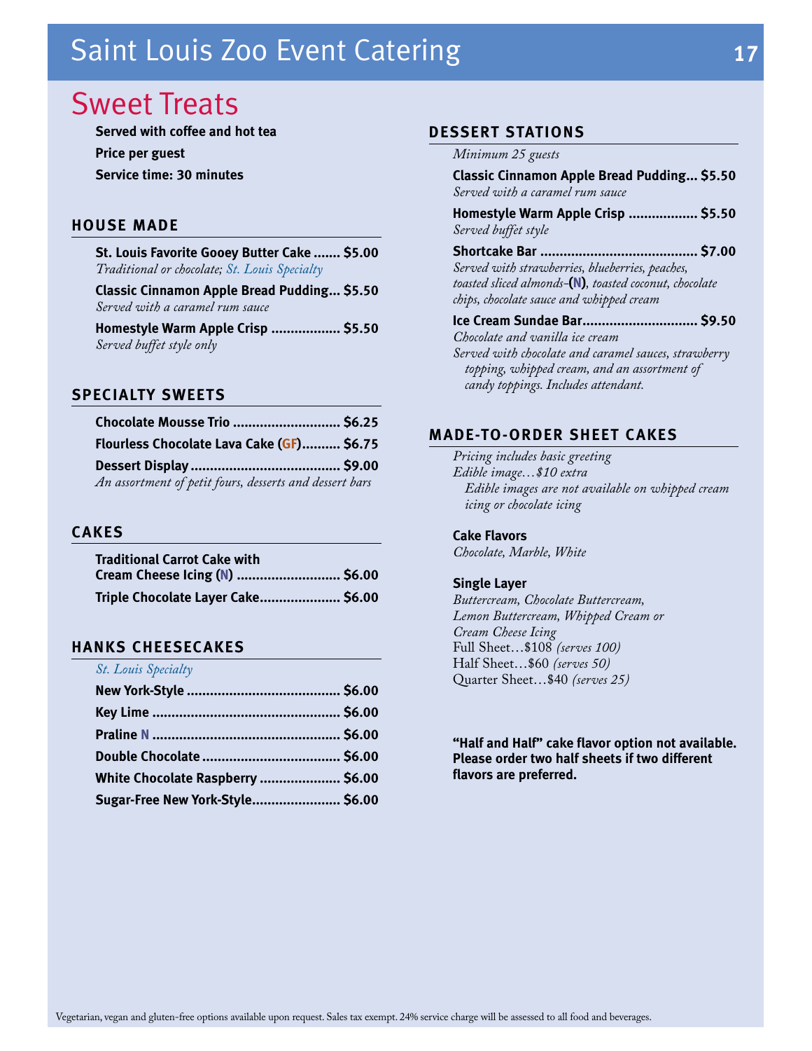# Saint Louis Zoo Event Catering

## Sweet Treats

**Served with coffee and hot tea**

**Price per guest**

**Service time: 30 minutes**

### HOUSE MADE

**St. Louis Favorite Gooey Butter Cake ....... $5.00**
*Traditional or chocolate; St. Louis Specialty*

**Classic Cinnamon Apple Bread Pudding... $5.50**
*Served with a caramel rum sauce*

**Homestyle Warm Apple Crisp .................. $5.50**
*Served buffet style only*

### SPECIALTY SWEETS

**Chocolate Mousse Trio ............................ $6.25**

**Flourless Chocolate Lava Cake (GF).......... $6.75**

**Dessert Display ....................................... $9.00**
*An assortment of petit fours, desserts and dessert bars*

### CAKES

**Traditional Carrot Cake with Cream Cheese Icing (N) ........................... $6.00**

**Triple Chocolate Layer Cake..................... $6.00**

### HANKS CHEESECAKES

*St. Louis Specialty*

**New York-Style ........................................ $6.00**

**Key Lime ................................................. $6.00**

**Praline N ................................................. $6.00**

**Double Chocolate .................................... $6.00**

**White Chocolate Raspberry ..................... $6.00**

**Sugar-Free New York-Style....................... $6.00**

### DESSERT STATIONS

*Minimum 25 guests*

**Classic Cinnamon Apple Bread Pudding... $5.50**
*Served with a caramel rum sauce*

**Homestyle Warm Apple Crisp .................. $5.50**
*Served buffet style*

**Shortcake Bar ......................................... $7.00**
*Served with strawberries, blueberries, peaches, toasted sliced almonds-(N), toasted coconut, chocolate chips, chocolate sauce and whipped cream*

**Ice Cream Sundae Bar.............................. $9.50**
*Chocolate and vanilla ice cream*
*Served with chocolate and caramel sauces, strawberry topping, whipped cream, and an assortment of candy toppings. Includes attendant.*

### MADE-TO-ORDER SHEET CAKES

*Pricing includes basic greeting*
*Edible image…$10 extra*
*Edible images are not available on whipped cream icing or chocolate icing*

**Cake Flavors**
*Chocolate, Marble, White*

**Single Layer**
*Buttercream, Chocolate Buttercream, Lemon Buttercream, Whipped Cream or Cream Cheese Icing*
Full Sheet…$108 *(serves 100)*
Half Sheet…$60 *(serves 50)*
Quarter Sheet…$40 *(serves 25)*

**"Half and Half" cake flavor option not available. Please order two half sheets if two different flavors are preferred.**

Vegetarian, vegan and gluten-free options available upon request. Sales tax exempt. 24% service charge will be assessed to all food and beverages.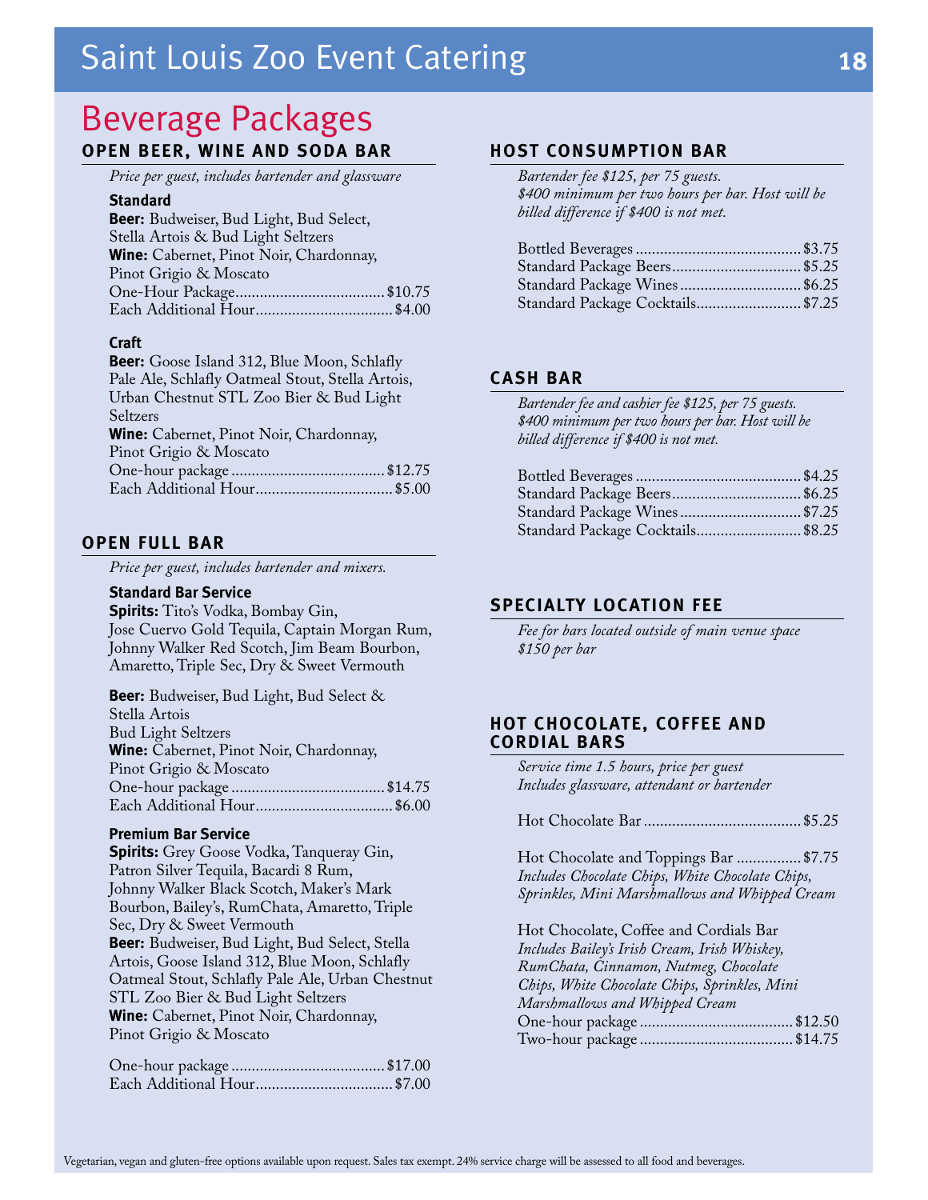# Beverage Packages

## OPEN BEER, WINE AND SODA BAR

*Price per guest, includes bartender and glassware*

### Standard

**Beer:** Budweiser, Bud Light, Bud Select, Stella Artois & Bud Light Seltzers
**Wine:** Cabernet, Pinot Noir, Chardonnay, Pinot Grigio & Moscato

One-Hour Package.................................... $10.75
Each Additional Hour................................. $4.00

### Craft

**Beer:** Goose Island 312, Blue Moon, Schlafly Pale Ale, Schlafly Oatmeal Stout, Stella Artois, Urban Chestnut STL Zoo Bier & Bud Light Seltzers
**Wine:** Cabernet, Pinot Noir, Chardonnay, Pinot Grigio & Moscato

One-hour package..................................... $12.75
Each Additional Hour................................. $5.00

## OPEN FULL BAR

*Price per guest, includes bartender and mixers.*

### Standard Bar Service

**Spirits:** Tito's Vodka, Bombay Gin, Jose Cuervo Gold Tequila, Captain Morgan Rum, Johnny Walker Red Scotch, Jim Beam Bourbon, Amaretto, Triple Sec, Dry & Sweet Vermouth

**Beer:** Budweiser, Bud Light, Bud Select & Stella Artois
Bud Light Seltzers
**Wine:** Cabernet, Pinot Noir, Chardonnay, Pinot Grigio & Moscato

One-hour package..................................... $14.75
Each Additional Hour................................. $6.00

### Premium Bar Service

**Spirits:** Grey Goose Vodka, Tanqueray Gin, Patron Silver Tequila, Bacardi 8 Rum, Johnny Walker Black Scotch, Maker's Mark Bourbon, Bailey's, RumChata, Amaretto, Triple Sec, Dry & Sweet Vermouth
**Beer:** Budweiser, Bud Light, Bud Select, Stella Artois, Goose Island 312, Blue Moon, Schlafly Oatmeal Stout, Schlafly Pale Ale, Urban Chestnut STL Zoo Bier & Bud Light Seltzers
**Wine:** Cabernet, Pinot Noir, Chardonnay, Pinot Grigio & Moscato

One-hour package..................................... $17.00
Each Additional Hour................................. $7.00

## HOST CONSUMPTION BAR

*Bartender fee $125, per 75 guests.*
*$400 minimum per two hours per bar. Host will be billed difference if $400 is not met.*

Bottled Beverages......................................... $3.75
Standard Package Beers................................ $5.25
Standard Package Wines............................... $6.25
Standard Package Cocktails.......................... $7.25

## CASH BAR

*Bartender fee and cashier fee $125, per 75 guests.*
*$400 minimum per two hours per bar. Host will be billed difference if $400 is not met.*

Bottled Beverages......................................... $4.25
Standard Package Beers................................ $6.25
Standard Package Wines............................... $7.25
Standard Package Cocktails.......................... $8.25

## SPECIALTY LOCATION FEE

*Fee for bars located outside of main venue space*
*$150 per bar*

## HOT CHOCOLATE, COFFEE AND CORDIAL BARS

*Service time 1.5 hours, price per guest*
*Includes glassware, attendant or bartender*

Hot Chocolate Bar....................................... $5.25

Hot Chocolate and Toppings Bar................ $7.75
*Includes Chocolate Chips, White Chocolate Chips, Sprinkles, Mini Marshmallows and Whipped Cream*

Hot Chocolate, Coffee and Cordials Bar
*Includes Bailey's Irish Cream, Irish Whiskey, RumChata, Cinnamon, Nutmeg, Chocolate Chips, White Chocolate Chips, Sprinkles, Mini Marshmallows and Whipped Cream*

One-hour package...................................... $12.50
Two-hour package...................................... $14.75

Vegetarian, vegan and gluten-free options available upon request. Sales tax exempt. 24% service charge will be assessed to all food and beverages.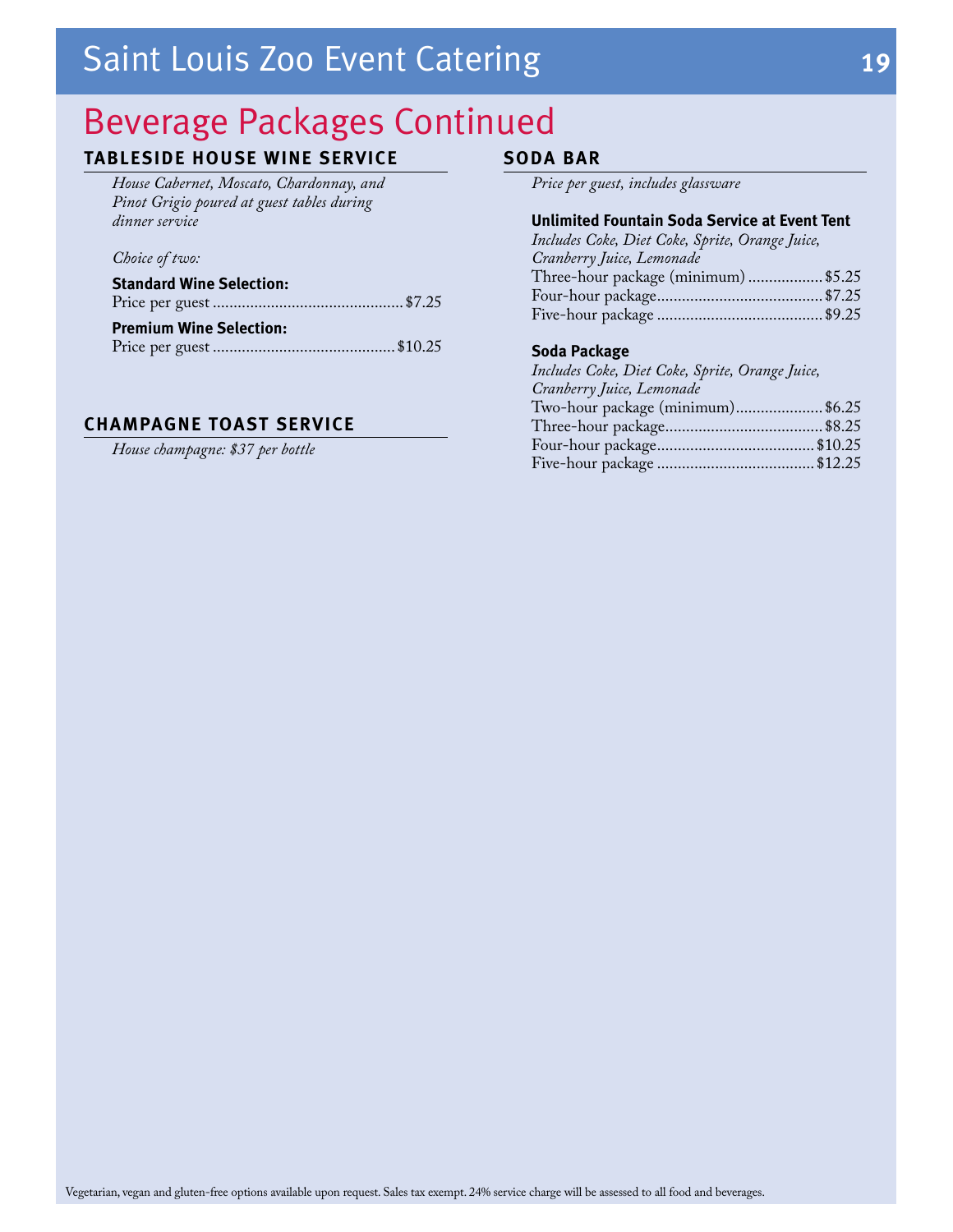# Beverage Packages Continued

## TABLESIDE HOUSE WINE SERVICE

*House Cabernet, Moscato, Chardonnay, and Pinot Grigio poured at guest tables during dinner service*

*Choice of two:*

**Standard Wine Selection:**
Price per guest ............................................. $7.25

**Premium Wine Selection:**
Price per guest ........................................... $10.25

## CHAMPAGNE TOAST SERVICE

*House champagne: $37 per bottle*

## SODA BAR

*Price per guest, includes glassware*

**Unlimited Fountain Soda Service at Event Tent**
*Includes Coke, Diet Coke, Sprite, Orange Juice, Cranberry Juice, Lemonade*
Three-hour package (minimum) .................. $5.25
Four-hour package....................................... $7.25
Five-hour package ....................................... $9.25

**Soda Package**
*Includes Coke, Diet Coke, Sprite, Orange Juice, Cranberry Juice, Lemonade*
Two-hour package (minimum)..................... $6.25
Three-hour package...................................... $8.25
Four-hour package...................................... $10.25
Five-hour package ...................................... $12.25

Vegetarian, vegan and gluten-free options available upon request. Sales tax exempt. 24% service charge will be assessed to all food and beverages.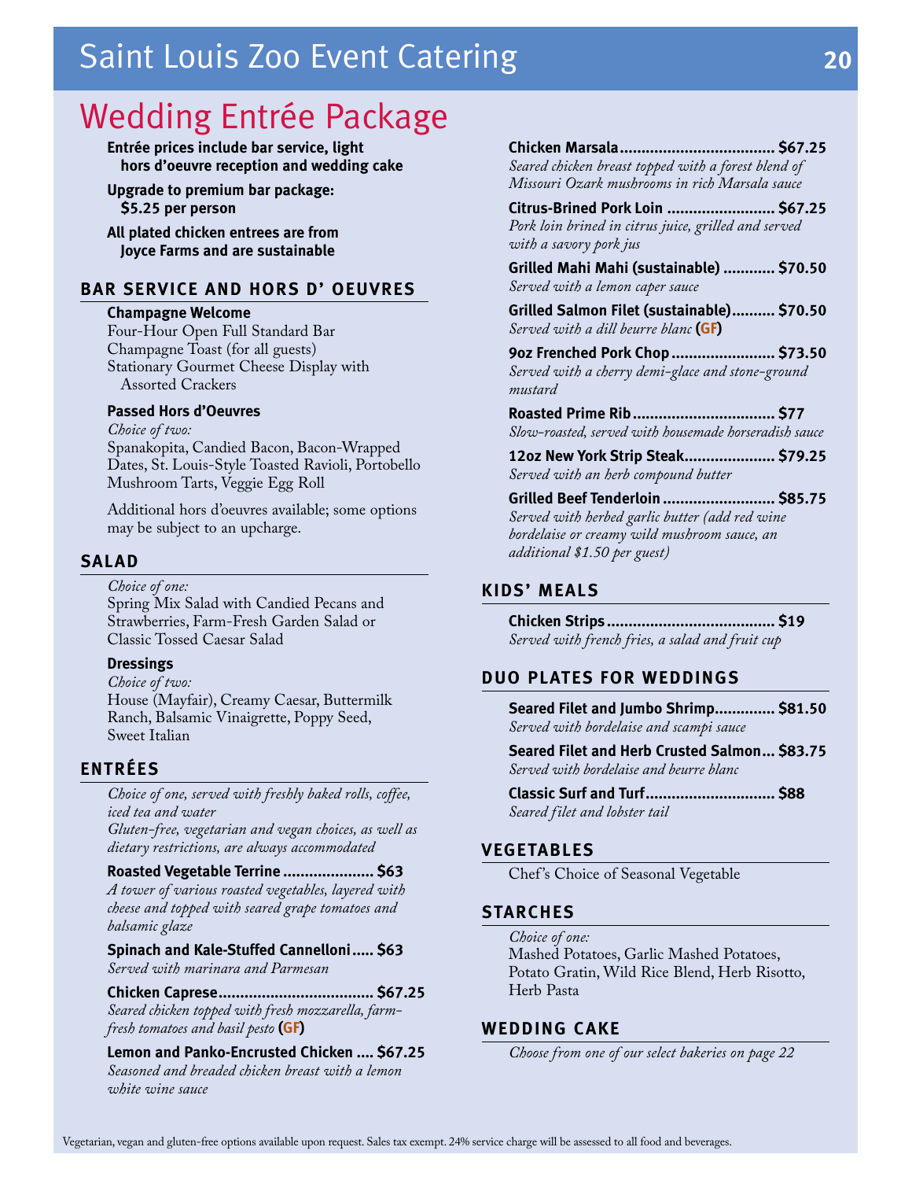# Wedding Entrée Package

**Entrée prices include bar service, light hors d'oeuvre reception and wedding cake**

**Upgrade to premium bar package: $5.25 per person**

**All plated chicken entrees are from Joyce Farms and are sustainable**

## BAR SERVICE AND HORS D' OEUVRES

**Champagne Welcome**

Four-Hour Open Full Standard Bar
Champagne Toast (for all guests)
Stationary Gourmet Cheese Display with Assorted Crackers

**Passed Hors d'Oeuvres**

*Choice of two:*
Spanakopita, Candied Bacon, Bacon-Wrapped Dates, St. Louis-Style Toasted Ravioli, Portobello Mushroom Tarts, Veggie Egg Roll

Additional hors d'oeuvres available; some options may be subject to an upcharge.

## SALAD

*Choice of one:*
Spring Mix Salad with Candied Pecans and Strawberries, Farm-Fresh Garden Salad or Classic Tossed Caesar Salad

**Dressings**

*Choice of two:*
House (Mayfair), Creamy Caesar, Buttermilk Ranch, Balsamic Vinaigrette, Poppy Seed, Sweet Italian

## ENTRÉES

*Choice of one, served with freshly baked rolls, coffee, iced tea and water*
*Gluten-free, vegetarian and vegan choices, as well as dietary restrictions, are always accommodated*

**Roasted Vegetable Terrine ..................... $63**
*A tower of various roasted vegetables, layered with cheese and topped with seared grape tomatoes and balsamic glaze*

**Spinach and Kale-Stuffed Cannelloni ..... $63**
*Served with marinara and Parmesan*

**Chicken Caprese .................................... $67.25**
*Seared chicken topped with fresh mozzarella, farm-fresh tomatoes and basil pesto* **(GF)**

**Lemon and Panko-Encrusted Chicken .... $67.25**
*Seasoned and breaded chicken breast with a lemon white wine sauce*

**Chicken Marsala .................................... $67.25**
*Seared chicken breast topped with a forest blend of Missouri Ozark mushrooms in rich Marsala sauce*

**Citrus-Brined Pork Loin ......................... $67.25**
*Pork loin brined in citrus juice, grilled and served with a savory pork jus*

**Grilled Mahi Mahi (sustainable) ............ $70.50**
*Served with a lemon caper sauce*

**Grilled Salmon Filet (sustainable).......... $70.50**
*Served with a dill beurre blanc* **(GF)**

**9oz Frenched Pork Chop ........................ $73.50**
*Served with a cherry demi-glace and stone-ground mustard*

**Roasted Prime Rib ................................. $77**
*Slow-roasted, served with housemade horseradish sauce*

**12oz New York Strip Steak..................... $79.25**
*Served with an herb compound butter*

**Grilled Beef Tenderloin .......................... $85.75**
*Served with herbed garlic butter (add red wine bordelaise or creamy wild mushroom sauce, an additional $1.50 per guest)*

## KIDS' MEALS

**Chicken Strips ....................................... $19**
*Served with french fries, a salad and fruit cup*

## DUO PLATES FOR WEDDINGS

**Seared Filet and Jumbo Shrimp.............. $81.50**
*Served with bordelaise and scampi sauce*

**Seared Filet and Herb Crusted Salmon... $83.75**
*Served with bordelaise and beurre blanc*

**Classic Surf and Turf.............................. $88**
*Seared filet and lobster tail*

## VEGETABLES

Chef's Choice of Seasonal Vegetable

## STARCHES

*Choice of one:*
Mashed Potatoes, Garlic Mashed Potatoes, Potato Gratin, Wild Rice Blend, Herb Risotto, Herb Pasta

## WEDDING CAKE

*Choose from one of our select bakeries on page 22*

Vegetarian, vegan and gluten-free options available upon request. Sales tax exempt. 24% service charge will be assessed to all food and beverages.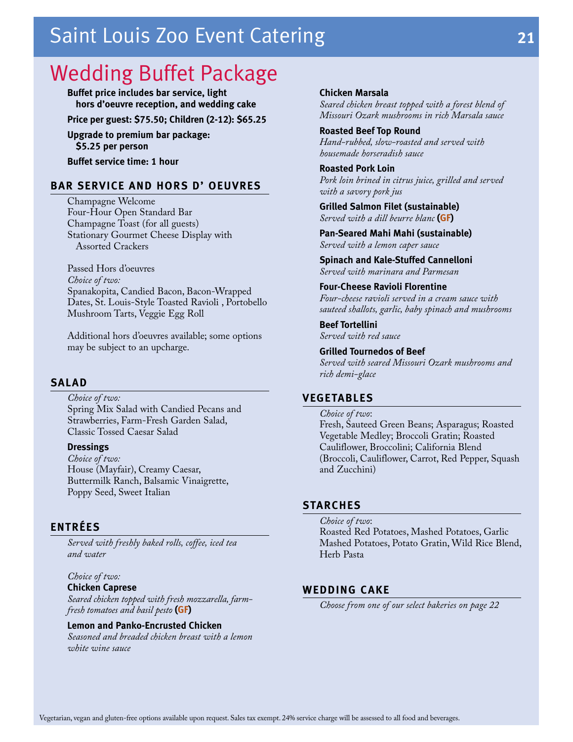# Wedding Buffet Package

**Buffet price includes bar service, light hors d'oeuvre reception, and wedding cake**

**Price per guest: $75.50; Children (2-12): $65.25**

**Upgrade to premium bar package: $5.25 per person**

**Buffet service time: 1 hour**

## BAR SERVICE AND HORS D' OEUVRES

Champagne Welcome
Four-Hour Open Standard Bar
Champagne Toast (for all guests)
Stationary Gourmet Cheese Display with Assorted Crackers

Passed Hors d'oeuvres
*Choice of two:*
Spanakopita, Candied Bacon, Bacon-Wrapped Dates, St. Louis-Style Toasted Ravioli , Portobello Mushroom Tarts, Veggie Egg Roll

Additional hors d'oeuvres available; some options may be subject to an upcharge.

## SALAD

*Choice of two:*
Spring Mix Salad with Candied Pecans and Strawberries, Farm-Fresh Garden Salad, Classic Tossed Caesar Salad

**Dressings**
*Choice of two:*
House (Mayfair), Creamy Caesar, Buttermilk Ranch, Balsamic Vinaigrette, Poppy Seed, Sweet Italian

## ENTRÉES

*Served with freshly baked rolls, coffee, iced tea and water*

*Choice of two:*

**Chicken Caprese**
*Seared chicken topped with fresh mozzarella, farm-fresh tomatoes and basil pesto* **(GF)**

**Lemon and Panko-Encrusted Chicken**
*Seasoned and breaded chicken breast with a lemon white wine sauce*

**Chicken Marsala**
*Seared chicken breast topped with a forest blend of Missouri Ozark mushrooms in rich Marsala sauce*

**Roasted Beef Top Round**
*Hand-rubbed, slow-roasted and served with housemade horseradish sauce*

**Roasted Pork Loin**
*Pork loin brined in citrus juice, grilled and served with a savory pork jus*

**Grilled Salmon Filet (sustainable)**
*Served with a dill beurre blanc* **(GF)**

**Pan-Seared Mahi Mahi (sustainable)**
*Served with a lemon caper sauce*

**Spinach and Kale-Stuffed Cannelloni**
*Served with marinara and Parmesan*

**Four-Cheese Ravioli Florentine**
*Four-cheese ravioli served in a cream sauce with sauteed shallots, garlic, baby spinach and mushrooms*

**Beef Tortellini**
*Served with red sauce*

**Grilled Tournedos of Beef**
*Served with seared Missouri Ozark mushrooms and rich demi-glace*

## VEGETABLES

*Choice of two*:
Fresh, Sauteed Green Beans; Asparagus; Roasted Vegetable Medley; Broccoli Gratin; Roasted Cauliflower, Broccolini; California Blend (Broccoli, Cauliflower, Carrot, Red Pepper, Squash and Zucchini)

## STARCHES

*Choice of two*:
Roasted Red Potatoes, Mashed Potatoes, Garlic Mashed Potatoes, Potato Gratin, Wild Rice Blend, Herb Pasta

## WEDDING CAKE

*Choose from one of our select bakeries on page 22*

Vegetarian, vegan and gluten-free options available upon request. Sales tax exempt. 24% service charge will be assessed to all food and beverages.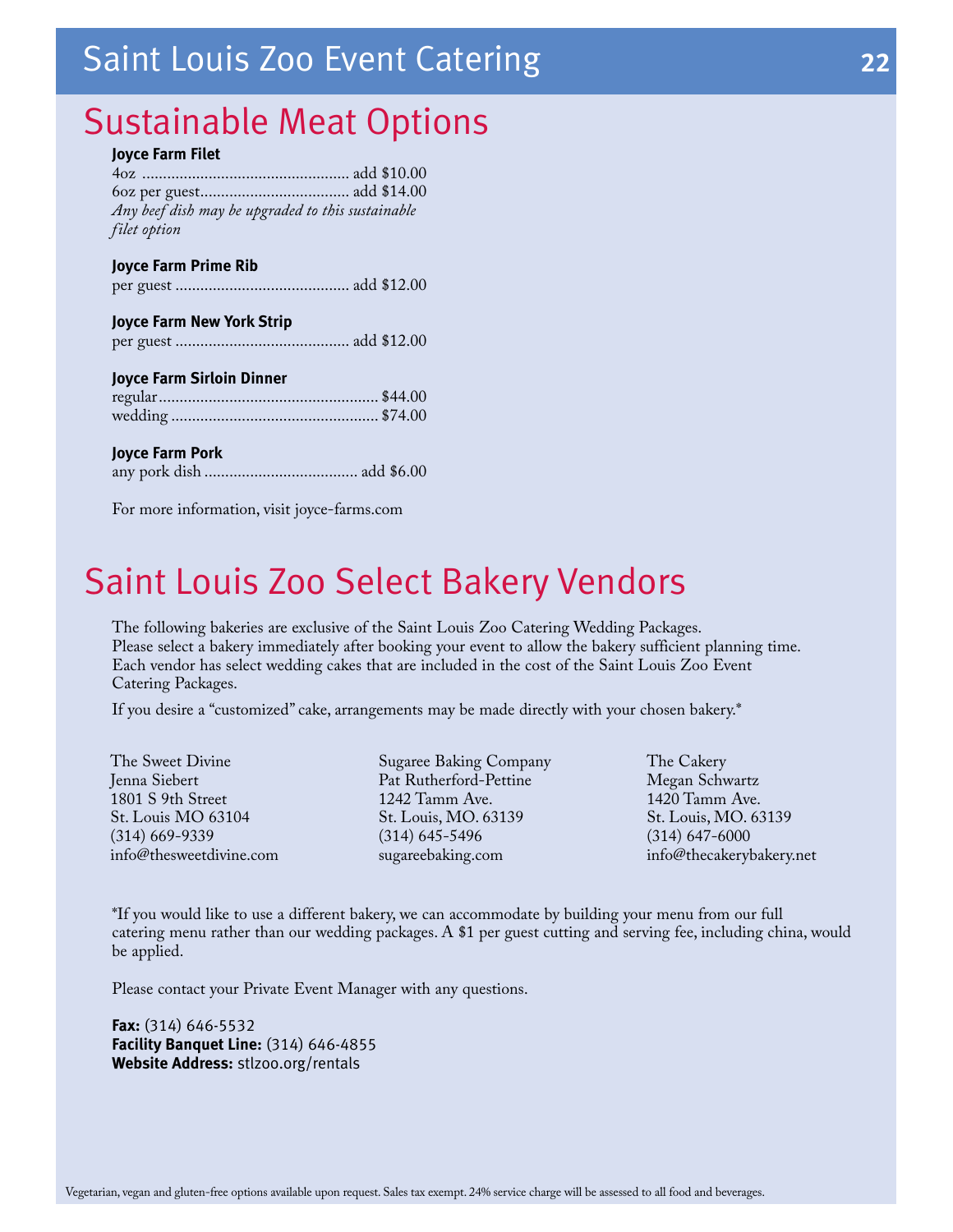## Sustainable Meat Options

**Joyce Farm Filet**
4oz .................................................. add $10.00
6oz per guest.................................... add $14.00
*Any beef dish may be upgraded to this sustainable filet option*

**Joyce Farm Prime Rib**
per guest .......................................... add $12.00

**Joyce Farm New York Strip**
per guest .......................................... add $12.00

**Joyce Farm Sirloin Dinner**
regular..................................................... $44.00
wedding .................................................. $74.00

**Joyce Farm Pork**
any pork dish ..................................... add $6.00

For more information, visit joyce-farms.com

## Saint Louis Zoo Select Bakery Vendors

The following bakeries are exclusive of the Saint Louis Zoo Catering Wedding Packages. Please select a bakery immediately after booking your event to allow the bakery sufficient planning time. Each vendor has select wedding cakes that are included in the cost of the Saint Louis Zoo Event Catering Packages.

If you desire a "customized" cake, arrangements may be made directly with your chosen bakery.*

The Sweet Divine
Jenna Siebert
1801 S 9th Street
St. Louis MO 63104
(314) 669-9339
info@thesweetdivine.com

Sugaree Baking Company
Pat Rutherford-Pettine
1242 Tamm Ave.
St. Louis, MO. 63139
(314) 645-5496
sugareebaking.com

The Cakery
Megan Schwartz
1420 Tamm Ave.
St. Louis, MO. 63139
(314) 647-6000
info@thecakerybakery.net

*If you would like to use a different bakery, we can accommodate by building your menu from our full catering menu rather than our wedding packages. A $1 per guest cutting and serving fee, including china, would be applied.

Please contact your Private Event Manager with any questions.

**Fax:** (314) 646-5532
**Facility Banquet Line:** (314) 646-4855
**Website Address:** stlzoo.org/rentals

Vegetarian, vegan and gluten-free options available upon request. Sales tax exempt. 24% service charge will be assessed to all food and beverages.